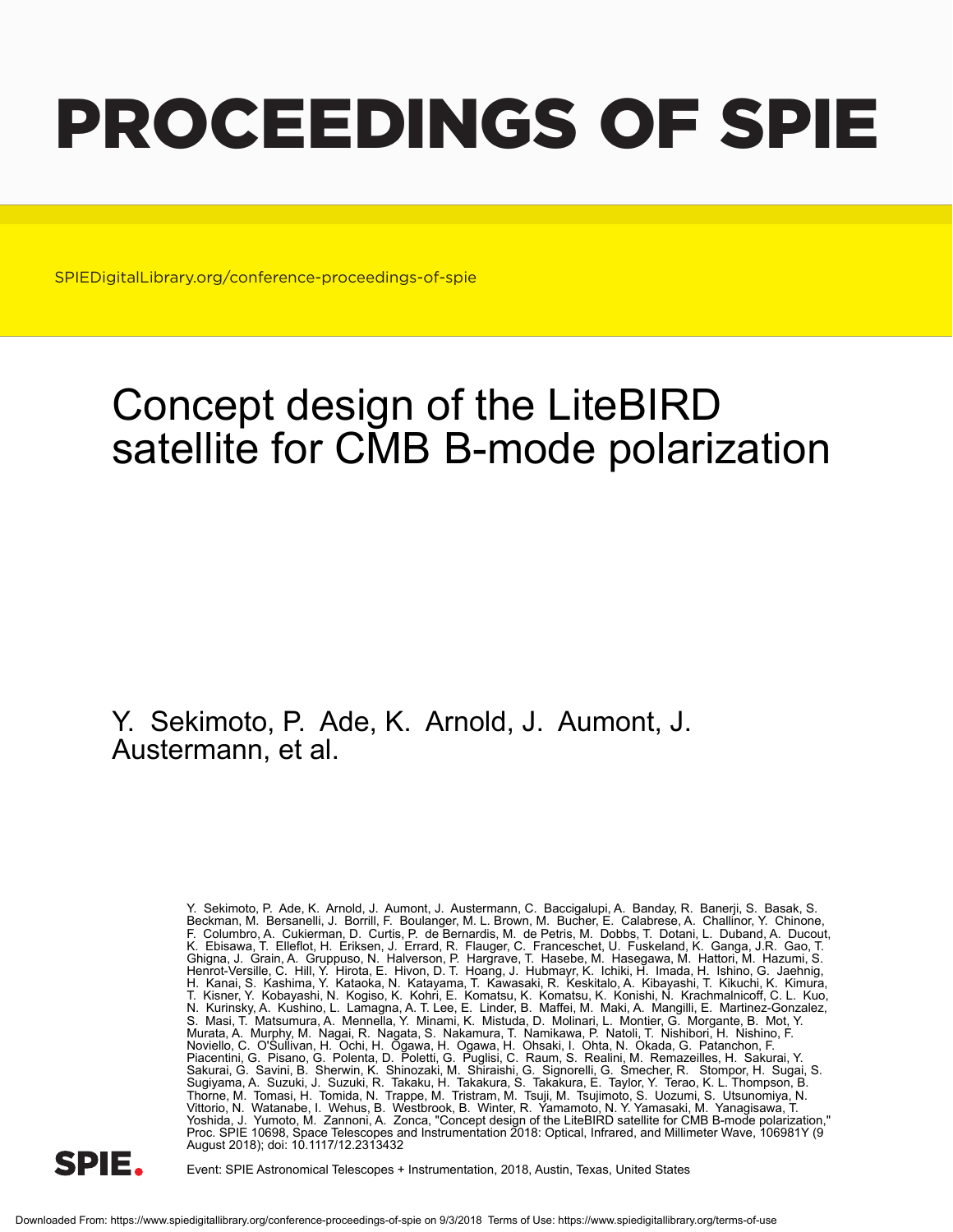# PROCEEDINGS OF SPIE

SPIEDigitalLibrary.org/conference-proceedings-of-spie

# Concept design of the LiteBIRD satellite for CMB B-mode polarization

Y. Sekimoto, P. Ade, K. Arnold, J. Aumont, J. Austermann, et al.

Y. Sekimoto, P. Ade, K. Arnold, J. Aumont, J. Austermann, C. Baccigalupi, A. Banday, R. Banerji, S. Basak, S. Beckman, M. Bersanelli, J. Borrill, F. Boulanger, M. L. Brown, M. Bucher, E. Calabrese, A. Challinor, Y. Chinone, F. Columbro, A. Cukierman, D. Curtis, P. de Bernardis, M. de Petris, M. Dobbs, T. Dotani, L. Duband, A. Ducout, K. Ebisawa, T. Elleflot, H. Eriksen, J. Errard, R. Flauger, C. Franceschet, U. Fuskeland, K. Ganga, J.R. Gao, T. Ghigna, J. Grain, A. Gruppuso, N. Halverson, P. Hargrave, T. Hasebe, M. Hasegawa, M. Hattori, M. Hazumi, S. Henrot-Versille, C. Hill, Y. Hirota, E. Hivon, D. T. Hoang, J. Hubmayr, K. Ichiki, H. Imada, H. Ishino, G. Jaehnig, H. Kanai, S. Kashima, Y. Kataoka, N. Katayama, T. Kawasaki, R. Keskitalo, A. Kibayashi, T. Kikuchi, K. Kimura, T. Kisner, Y. Kobayashi, N. Kogiso, K. Kohri, E. Komatsu, K. Komatsu, K. Konishi, N. Krachmalnicoff, C. L. Kuo, N. Kurinsky, A. Kushino, L. Lamagna, A. T. Lee, E. Linder, B. Maffei, M. Maki, A. Mangilli, E. Martinez-Gonzalez, S. Masi, T. Matsumura, A. Mennella, Y. Minami, K. Mistuda, D. Molinari, L. Montier, G. Morgante, B. Mot, Y. Murata, A. Murphy, M. Nagai, R. Nagata, S. Nakamura, T. Namikawa, P. Natoli, T. Nishibori, H. Nishino, F. Noviello, C. O'Sullivan, H. Ochi, H. Ogawa, H. Ogawa, H. Ohsaki, I. Ohta, N. Okada, G. Patanchon, F. Piacentini, G. Pisano, G. Polenta, D. Poletti, G. Puglisi, C. Raum, S. Realini, M. Remazeilles, H. Sakurai, Y. Sakurai, G. Savini, B. Sherwin, K. Shinozaki, M. Shiraishi, G. Signorelli, G. Smecher, R. Stompor, H. Sugai, S. Sugiyama, A. Suzuki, J. Suzuki, R. Takaku, H. Takakura, S. Takakura, E. Taylor, Y. Terao, K. L. Thompson, B. Thorne, M. Tomasi, H. Tomida, N. Trappe, M. Tristram, M. Tsuji, M. Tsujimoto, S. Uozumi, S. Utsunomiya, N. Vittorio, N. Watanabe, I. Wehus, B. Westbrook, B. Winter, R. Yamamoto, N. Y. Yamasaki, M. Yanagisawa, T. Yoshida, J. Yumoto, M. Zannoni, A. Zonca, "Concept design of the LiteBIRD satellite for CMB B-mode polarization," Proc. SPIE 10698, Space Telescopes and Instrumentation 2018: Optical, Infrared, and Millimeter Wave, 106981Y (9 August 2018); doi: 10.1117/12.2313432

Event: SPIE Astronomical Telescopes + Instrumentation, 2018, Austin, Texas, United States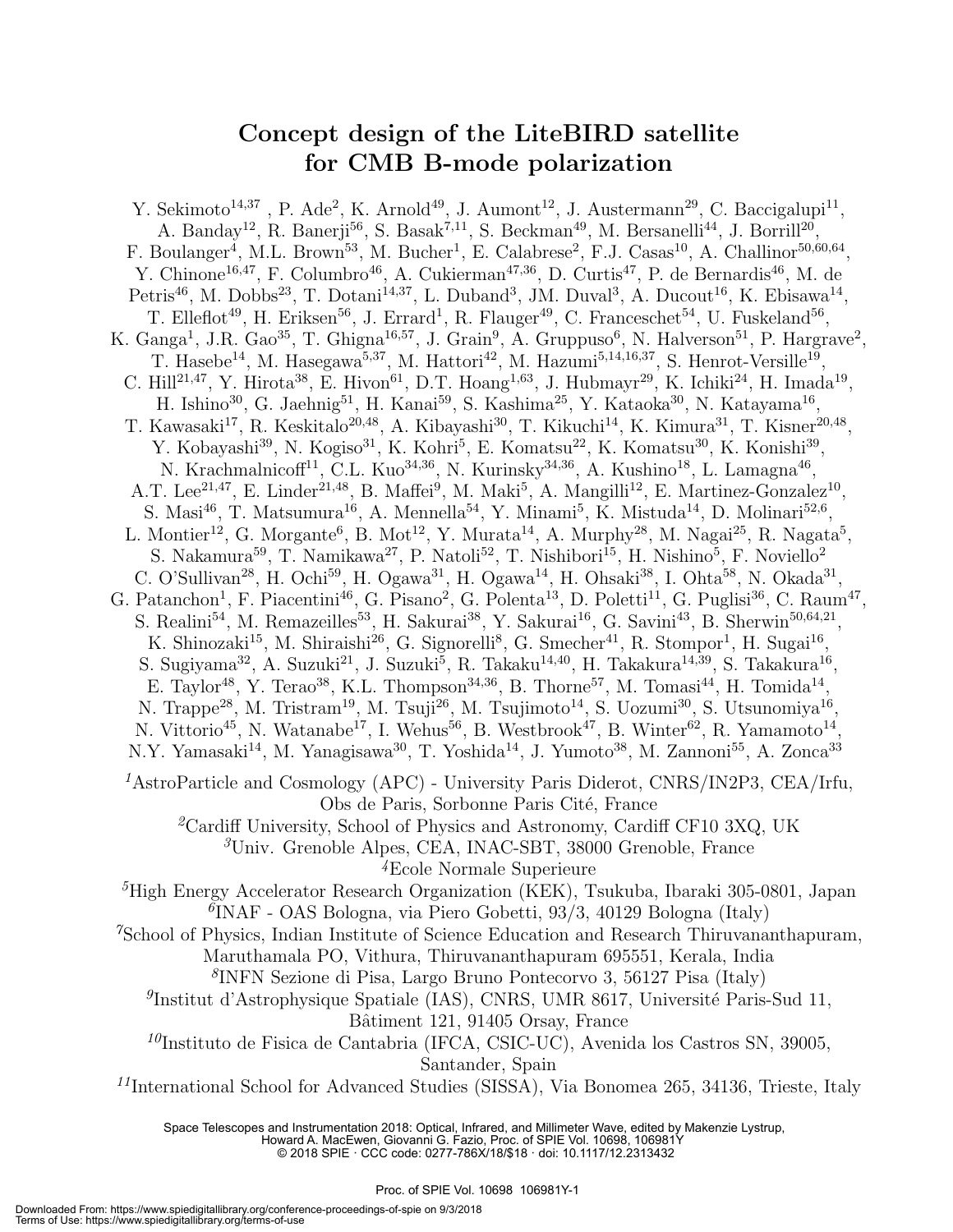# Concept design of the LiteBIRD satellite for CMB B-mode polarization

Y. Sekimoto[14,37] , P. Ade[2], K. Arnold[49], J. Aumont[12], J. Austermann[29], C. Baccigalupi[11], A. Banday[12], R. Banerji[56], S. Basak[7,11], S. Beckman[49], M. Bersanelli[44], J. Borrill[20], F. Boulanger[4], M.L. Brown[53], M. Bucher[1], E. Calabrese[2], F.J. Casas[10], A. Challinor[50,60,64], Y. Chinone[16,47], F. Columbro[46], A. Cukierman[47,36], D. Curtis[47], P. de Bernardis[46], M. de Petris[46], M. Dobbs[23], T. Dotani[14,37], L. Duband[3], JM. Duval[3], A. Ducout[16], K. Ebisawa[14], T. Elleflot[49], H. Eriksen[56], J. Errard[1], R. Flauger[49], C. Franceschet[54], U. Fuskeland[56], K. Ganga[1], J.R. Gao[35], T. Ghigna[16,57], J. Grain[9], A. Gruppuso[6], N. Halverson[51], P. Hargrave[2], T. Hasebe[14], M. Hasegawa[5,37], M. Hattori[42], M. Hazumi[5,14,16,37], S. Henrot-Versille[19], C. Hill[21,47], Y. Hirota[38], E. Hivon[61], D.T. Hoang[1,63], J. Hubmayr[29], K. Ichiki[24], H. Imada[19], H. Ishino[30], G. Jaehnig[51], H. Kanai[59], S. Kashima[25], Y. Kataoka[30], N. Katayama[16], T. Kawasaki[17], R. Keskitalo[20,48], A. Kibayashi[30], T. Kikuchi[14], K. Kimura[31], T. Kisner[20,48], Y. Kobayashi[39], N. Kogiso[31], K. Kohri[5], E. Komatsu[22], K. Komatsu[30], K. Konishi[39], N. Krachmalnicoff[11], C.L. Kuo[34,36], N. Kurinsky[34,36], A. Kushino[18], L. Lamagna[46], A.T. Lee[21,47], E. Linder[21,48], B. Maffei[9], M. Maki[5], A. Mangilli[12], E. Martinez-Gonzalez[10], S. Masi[46], T. Matsumura[16], A. Mennella[54], Y. Minami[5], K. Mistuda[14], D. Molinari[52,6], L. Montier[12], G. Morgante[6], B. Mot[12], Y. Murata[14], A. Murphy[28], M. Nagai[25], R. Nagata[5], S. Nakamura[59], T. Namikawa[27], P. Natoli[52], T. Nishibori[15], H. Nishino[5], F. Noviello[2] C. O'Sullivan[28], H. Ochi[59], H. Ogawa[31], H. Ogawa[14], H. Ohsaki[38], I. Ohta[58], N. Okada[31], G. Patanchon[1], F. Piacentini[46], G. Pisano[2], G. Polenta[13], D. Poletti[11], G. Puglisi[36], C. Raum[47], S. Realini[54], M. Remazeilles[53], H. Sakurai[38], Y. Sakurai[16], G. Savini[43], B. Sherwin[50,64,21], K. Shinozaki[15], M. Shiraishi[26], G. Signorelli[8], G. Smecher[41], R. Stompor[1], H. Sugai[16], S. Sugiyama[32], A. Suzuki[21], J. Suzuki[5], R. Takaku[14,40], H. Takakura[14,39], S. Takakura[16], E. Taylor[48], Y. Terao[38], K.L. Thompson[34,36], B. Thorne[57], M. Tomasi[44], H. Tomida[14], N. Trappe[28], M. Tristram[19], M. Tsuji[26], M. Tsujimoto[14], S. Uozumi[30], S. Utsunomiya[16], N. Vittorio[45], N. Watanabe[17], I. Wehus[56], B. Westbrook[47], B. Winter[62], R. Yamamoto[14], N.Y. Yamasaki[14], M. Yanagisawa[30], T. Yoshida[14], J. Yumoto[38], M. Zannoni[55], A. Zonca[33]

[1]AstroParticle and Cosmology (APC) - University Paris Diderot, CNRS/IN2P3, CEA/Irfu, Obs de Paris, Sorbonne Paris Cité, France

[2]Cardiff University, School of Physics and Astronomy, Cardiff CF10 3XQ, UK

[3]Univ. Grenoble Alpes, CEA, INAC-SBT, 38000 Grenoble, France

[4]Ecole Normale Superieure

[5]High Energy Accelerator Research Organization (KEK), Tsukuba, Ibaraki 305-0801, Japan

[6]INAF - OAS Bologna, via Piero Gobetti, 93/3, 40129 Bologna (Italy)

[7]School of Physics, Indian Institute of Science Education and Research Thiruvananthapuram, Maruthamala PO, Vithura, Thiruvananthapuram 695551, Kerala, India

[8]INFN Sezione di Pisa, Largo Bruno Pontecorvo 3, 56127 Pisa (Italy)

[9]Institut d'Astrophysique Spatiale (IAS), CNRS, UMR 8617, Université Paris-Sud 11, Bâtiment 121, 91405 Orsay, France

[10]Instituto de Fisica de Cantabria (IFCA, CSIC-UC), Avenida los Castros SN, 39005, Santander, Spain

[11]International School for Advanced Studies (SISSA), Via Bonomea 265, 34136, Trieste, Italy

Space Telescopes and Instrumentation 2018: Optical, Infrared, and Millimeter Wave, edited by Makenzie Lystrup, Howard A. MacEwen, Giovanni G. Fazio, Proc. of SPIE Vol. 10698, 106981Y
© 2018 SPIE · CCC code: 0277-786X/18/$18 · doi: 10.1117/12.2313432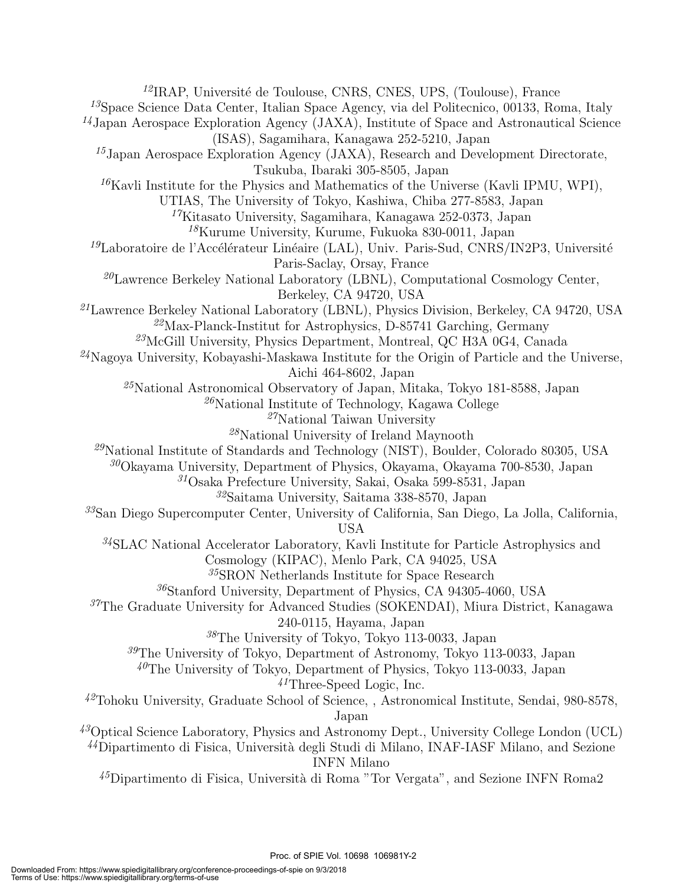[12]IRAP, Université de Toulouse, CNRS, CNES, UPS, (Toulouse), France
[13]Space Science Data Center, Italian Space Agency, via del Politecnico, 00133, Roma, Italy
[14]Japan Aerospace Exploration Agency (JAXA), Institute of Space and Astronautical Science (ISAS), Sagamihara, Kanagawa 252-5210, Japan
[15]Japan Aerospace Exploration Agency (JAXA), Research and Development Directorate, Tsukuba, Ibaraki 305-8505, Japan
[16]Kavli Institute for the Physics and Mathematics of the Universe (Kavli IPMU, WPI), UTIAS, The University of Tokyo, Kashiwa, Chiba 277-8583, Japan
[17]Kitasato University, Sagamihara, Kanagawa 252-0373, Japan
[18]Kurume University, Kurume, Fukuoka 830-0011, Japan
[19]Laboratoire de l'Accélérateur Linéaire (LAL), Univ. Paris-Sud, CNRS/IN2P3, Université Paris-Saclay, Orsay, France
[20]Lawrence Berkeley National Laboratory (LBNL), Computational Cosmology Center, Berkeley, CA 94720, USA
[21]Lawrence Berkeley National Laboratory (LBNL), Physics Division, Berkeley, CA 94720, USA
[22]Max-Planck-Institut for Astrophysics, D-85741 Garching, Germany
[23]McGill University, Physics Department, Montreal, QC H3A 0G4, Canada
[24]Nagoya University, Kobayashi-Maskawa Institute for the Origin of Particle and the Universe, Aichi 464-8602, Japan
[25]National Astronomical Observatory of Japan, Mitaka, Tokyo 181-8588, Japan
[26]National Institute of Technology, Kagawa College
[27]National Taiwan University
[28]National University of Ireland Maynooth
[29]National Institute of Standards and Technology (NIST), Boulder, Colorado 80305, USA
[30]Okayama University, Department of Physics, Okayama, Okayama 700-8530, Japan
[31]Osaka Prefecture University, Sakai, Osaka 599-8531, Japan
[32]Saitama University, Saitama 338-8570, Japan
[33]San Diego Supercomputer Center, University of California, San Diego, La Jolla, California, USA
[34]SLAC National Accelerator Laboratory, Kavli Institute for Particle Astrophysics and Cosmology (KIPAC), Menlo Park, CA 94025, USA
[35]SRON Netherlands Institute for Space Research
[36]Stanford University, Department of Physics, CA 94305-4060, USA
[37]The Graduate University for Advanced Studies (SOKENDAI), Miura District, Kanagawa 240-0115, Hayama, Japan
[38]The University of Tokyo, Tokyo 113-0033, Japan
[39]The University of Tokyo, Department of Astronomy, Tokyo 113-0033, Japan
[40]The University of Tokyo, Department of Physics, Tokyo 113-0033, Japan
[41]Three-Speed Logic, Inc.
[42]Tohoku University, Graduate School of Science, , Astronomical Institute, Sendai, 980-8578, Japan
[43]Optical Science Laboratory, Physics and Astronomy Dept., University College London (UCL)
[44]Dipartimento di Fisica, Università degli Studi di Milano, INAF-IASF Milano, and Sezione INFN Milano
[45]Dipartimento di Fisica, Università di Roma "Tor Vergata", and Sezione INFN Roma2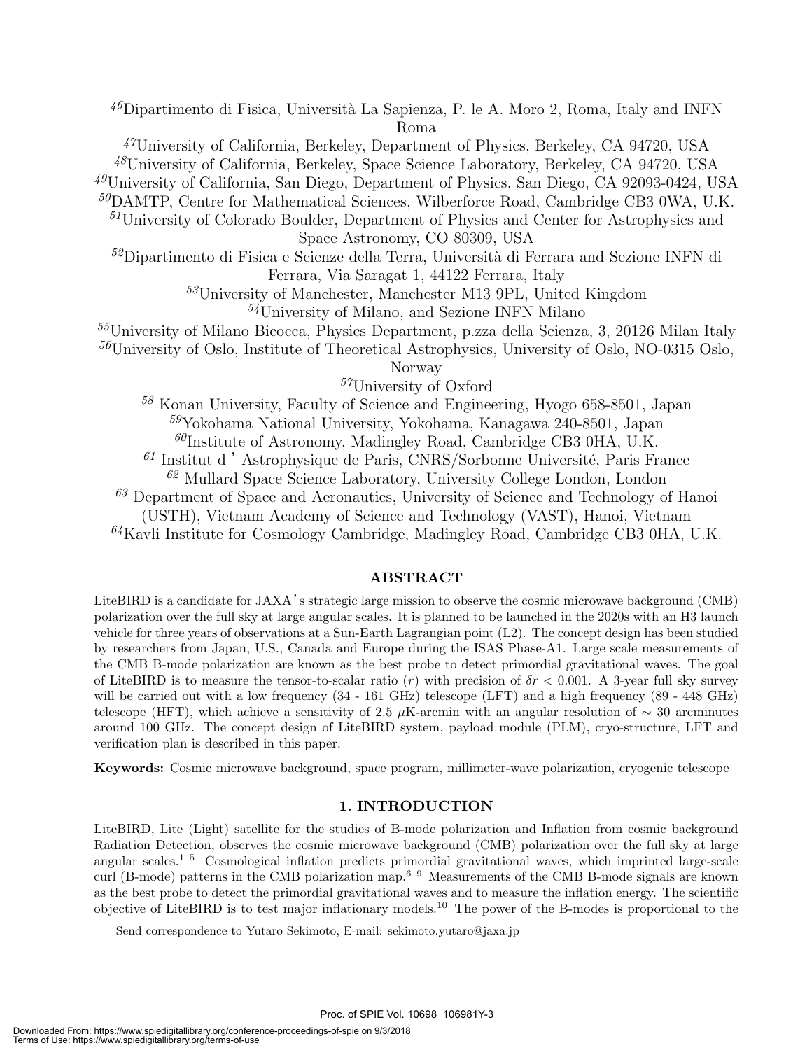[46]Dipartimento di Fisica, Università La Sapienza, P. le A. Moro 2, Roma, Italy and INFN Roma

[47]University of California, Berkeley, Department of Physics, Berkeley, CA 94720, USA

[48]University of California, Berkeley, Space Science Laboratory, Berkeley, CA 94720, USA

[49]University of California, San Diego, Department of Physics, San Diego, CA 92093-0424, USA

[50]DAMTP, Centre for Mathematical Sciences, Wilberforce Road, Cambridge CB3 0WA, U.K.

[51]University of Colorado Boulder, Department of Physics and Center for Astrophysics and Space Astronomy, CO 80309, USA

[52]Dipartimento di Fisica e Scienze della Terra, Università di Ferrara and Sezione INFN di Ferrara, Via Saragat 1, 44122 Ferrara, Italy

[53]University of Manchester, Manchester M13 9PL, United Kingdom

[54]University of Milano, and Sezione INFN Milano

[55]University of Milano Bicocca, Physics Department, p.zza della Scienza, 3, 20126 Milan Italy

[56]University of Oslo, Institute of Theoretical Astrophysics, University of Oslo, NO-0315 Oslo, Norway

[57]University of Oxford

[58] Konan University, Faculty of Science and Engineering, Hyogo 658-8501, Japan

[59]Yokohama National University, Yokohama, Kanagawa 240-8501, Japan

[60]Institute of Astronomy, Madingley Road, Cambridge CB3 0HA, U.K.

[61] Institut d'Astrophysique de Paris, CNRS/Sorbonne Université, Paris France

[62] Mullard Space Science Laboratory, University College London, London

[63] Department of Space and Aeronautics, University of Science and Technology of Hanoi (USTH), Vietnam Academy of Science and Technology (VAST), Hanoi, Vietnam

[64]Kavli Institute for Cosmology Cambridge, Madingley Road, Cambridge CB3 0HA, U.K.

## ABSTRACT

LiteBIRD is a candidate for JAXA's strategic large mission to observe the cosmic microwave background (CMB) polarization over the full sky at large angular scales. It is planned to be launched in the 2020s with an H3 launch vehicle for three years of observations at a Sun-Earth Lagrangian point (L2). The concept design has been studied by researchers from Japan, U.S., Canada and Europe during the ISAS Phase-A1. Large scale measurements of the CMB B-mode polarization are known as the best probe to detect primordial gravitational waves. The goal of LiteBIRD is to measure the tensor-to-scalar ratio ($r$) with precision of $\delta r < 0.001$. A 3-year full sky survey will be carried out with a low frequency (34 - 161 GHz) telescope (LFT) and a high frequency (89 - 448 GHz) telescope (HFT), which achieve a sensitivity of 2.5 $\mu$K-arcmin with an angular resolution of $\sim$ 30 arcminutes around 100 GHz. The concept design of LiteBIRD system, payload module (PLM), cryo-structure, LFT and verification plan is described in this paper.

**Keywords:** Cosmic microwave background, space program, millimeter-wave polarization, cryogenic telescope

## 1. INTRODUCTION

LiteBIRD, Lite (Light) satellite for the studies of B-mode polarization and Inflation from cosmic background Radiation Detection, observes the cosmic microwave background (CMB) polarization over the full sky at large angular scales.[1–5] Cosmological inflation predicts primordial gravitational waves, which imprinted large-scale curl (B-mode) patterns in the CMB polarization map.[6–9] Measurements of the CMB B-mode signals are known as the best probe to detect the primordial gravitational waves and to measure the inflation energy. The scientific objective of LiteBIRD is to test major inflationary models.[10] The power of the B-modes is proportional to the

Send correspondence to Yutaro Sekimoto, E-mail: sekimoto.yutaro@jaxa.jp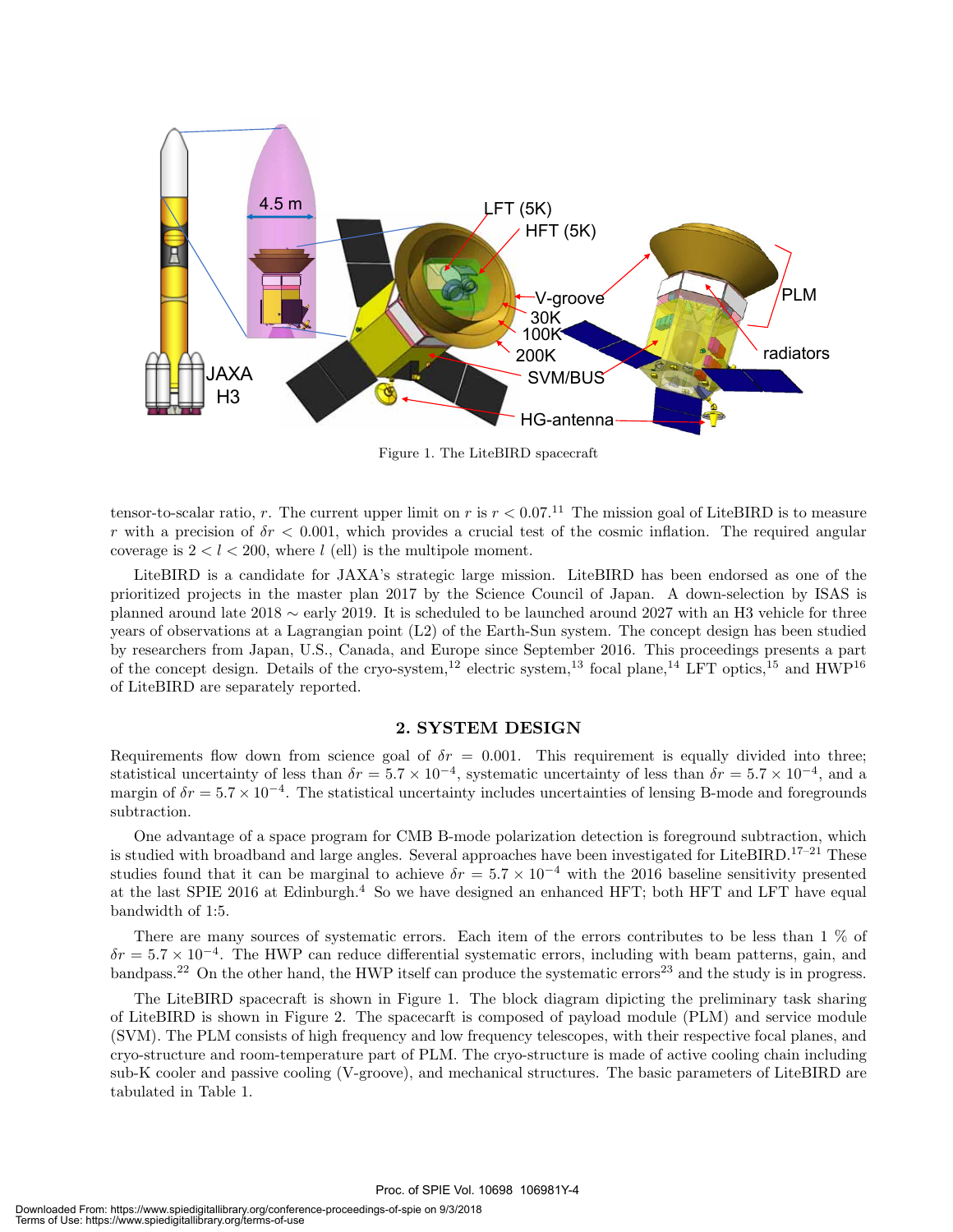Figure 1. The LiteBIRD spacecraft

tensor-to-scalar ratio, $r$. The current upper limit on $r$ is $r < 0.07$.[11] The mission goal of LiteBIRD is to measure $r$ with a precision of $\delta r < 0.001$, which provides a crucial test of the cosmic inflation. The required angular coverage is $2 < l < 200$, where $l$ (ell) is the multipole moment.

LiteBIRD is a candidate for JAXA's strategic large mission. LiteBIRD has been endorsed as one of the prioritized projects in the master plan 2017 by the Science Council of Japan. A down-selection by ISAS is planned around late 2018 ∼ early 2019. It is scheduled to be launched around 2027 with an H3 vehicle for three years of observations at a Lagrangian point (L2) of the Earth-Sun system. The concept design has been studied by researchers from Japan, U.S., Canada, and Europe since September 2016. This proceedings presents a part of the concept design. Details of the cryo-system,[12] electric system,[13] focal plane,[14] LFT optics,[15] and HWP[16] of LiteBIRD are separately reported.

## 2. SYSTEM DESIGN

Requirements flow down from science goal of $\delta r = 0.001$. This requirement is equally divided into three; statistical uncertainty of less than $\delta r = 5.7 \times 10^{-4}$, systematic uncertainty of less than $\delta r = 5.7 \times 10^{-4}$, and a margin of $\delta r = 5.7 \times 10^{-4}$. The statistical uncertainty includes uncertainties of lensing B-mode and foregrounds subtraction.

One advantage of a space program for CMB B-mode polarization detection is foreground subtraction, which is studied with broadband and large angles. Several approaches have been investigated for LiteBIRD.[17–21] These studies found that it can be marginal to achieve $\delta r = 5.7 \times 10^{-4}$ with the 2016 baseline sensitivity presented at the last SPIE 2016 at Edinburgh.[4] So we have designed an enhanced HFT; both HFT and LFT have equal bandwidth of 1:5.

There are many sources of systematic errors. Each item of the errors contributes to be less than 1 % of $\delta r = 5.7 \times 10^{-4}$. The HWP can reduce differential systematic errors, including with beam patterns, gain, and bandpass.[22] On the other hand, the HWP itself can produce the systematic errors[23] and the study is in progress.

The LiteBIRD spacecraft is shown in Figure 1. The block diagram dipicting the preliminary task sharing of LiteBIRD is shown in Figure 2. The spacecraft is composed of payload module (PLM) and service module (SVM). The PLM consists of high frequency and low frequency telescopes, with their respective focal planes, and cryo-structure and room-temperature part of PLM. The cryo-structure is made of active cooling chain including sub-K cooler and passive cooling (V-groove), and mechanical structures. The basic parameters of LiteBIRD are tabulated in Table 1.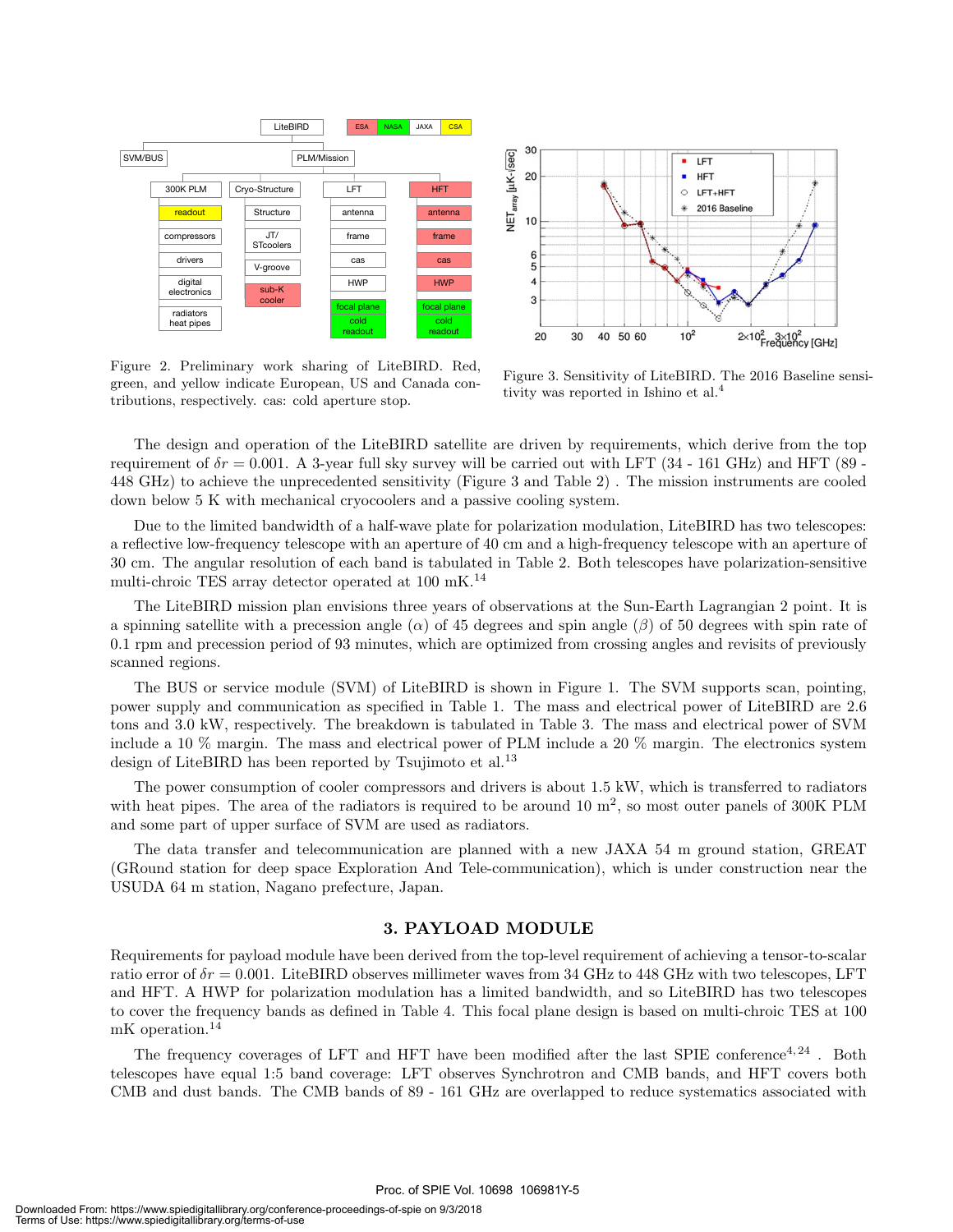Figure 2. Preliminary work sharing of LiteBIRD. Red, green, and yellow indicate European, US and Canada contributions, respectively. cas: cold aperture stop.

Figure 3. Sensitivity of LiteBIRD. The 2016 Baseline sensitivity was reported in Ishino et al.[4]

The design and operation of the LiteBIRD satellite are driven by requirements, which derive from the top requirement of $\delta r = 0.001$. A 3-year full sky survey will be carried out with LFT (34 - 161 GHz) and HFT (89 - 448 GHz) to achieve the unprecedented sensitivity (Figure 3 and Table 2) . The mission instruments are cooled down below 5 K with mechanical cryocoolers and a passive cooling system.

Due to the limited bandwidth of a half-wave plate for polarization modulation, LiteBIRD has two telescopes: a reflective low-frequency telescope with an aperture of 40 cm and a high-frequency telescope with an aperture of 30 cm. The angular resolution of each band is tabulated in Table 2. Both telescopes have polarization-sensitive multi-chroic TES array detector operated at 100 mK.[14]

The LiteBIRD mission plan envisions three years of observations at the Sun-Earth Lagrangian 2 point. It is a spinning satellite with a precession angle ($\alpha$) of 45 degrees and spin angle ($\beta$) of 50 degrees with spin rate of 0.1 rpm and precession period of 93 minutes, which are optimized from crossing angles and revisits of previously scanned regions.

The BUS or service module (SVM) of LiteBIRD is shown in Figure 1. The SVM supports scan, pointing, power supply and communication as specified in Table 1. The mass and electrical power of LiteBIRD are 2.6 tons and 3.0 kW, respectively. The breakdown is tabulated in Table 3. The mass and electrical power of SVM include a 10 % margin. The mass and electrical power of PLM include a 20 % margin. The electronics system design of LiteBIRD has been reported by Tsujimoto et al.[13]

The power consumption of cooler compressors and drivers is about 1.5 kW, which is transferred to radiators with heat pipes. The area of the radiators is required to be around 10 m$^2$, so most outer panels of 300K PLM and some part of upper surface of SVM are used as radiators.

The data transfer and telecommunication are planned with a new JAXA 54 m ground station, GREAT (GRound station for deep space Exploration And Tele-communication), which is under construction near the USUDA 64 m station, Nagano prefecture, Japan.

## 3. PAYLOAD MODULE

Requirements for payload module have been derived from the top-level requirement of achieving a tensor-to-scalar ratio error of $\delta r = 0.001$. LiteBIRD observes millimeter waves from 34 GHz to 448 GHz with two telescopes, LFT and HFT. A HWP for polarization modulation has a limited bandwidth, and so LiteBIRD has two telescopes to cover the frequency bands as defined in Table 4. This focal plane design is based on multi-chroic TES at 100 mK operation.[14]

The frequency coverages of LFT and HFT have been modified after the last SPIE conference[4,24] . Both telescopes have equal 1:5 band coverage: LFT observes Synchrotron and CMB bands, and HFT covers both CMB and dust bands. The CMB bands of 89 - 161 GHz are overlapped to reduce systematics associated with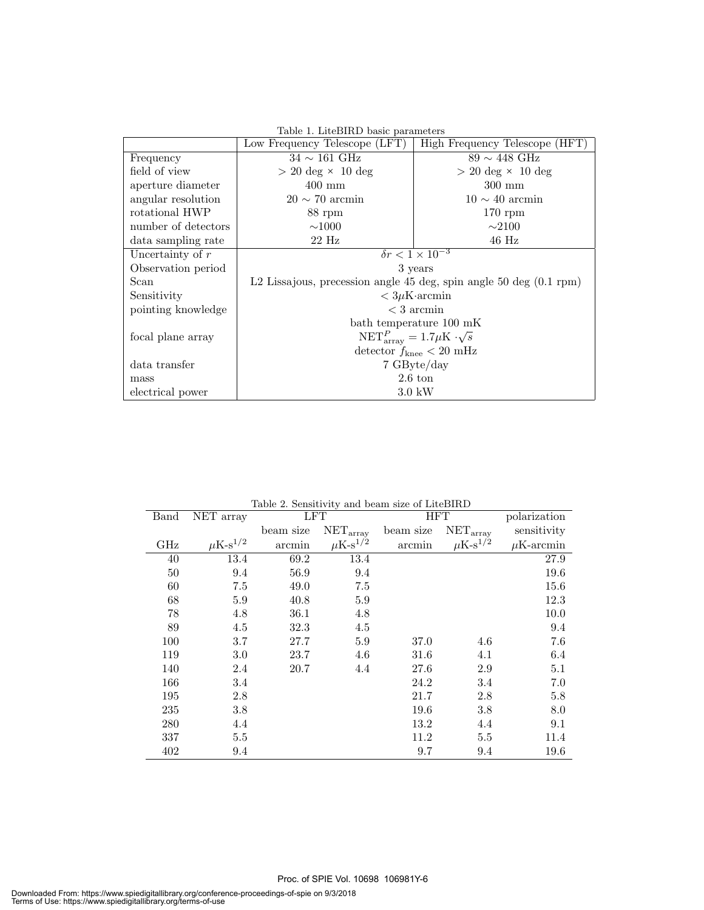Table 1. LiteBIRD basic parameters

| | Low Frequency Telescope (LFT) | High Frequency Telescope (HFT) |
|---|---|---|
| Frequency | $34 \sim 161$ GHz | $89 \sim 448$ GHz |
| field of view | $> 20$ deg × 10 deg | $> 20$ deg × 10 deg |
| aperture diameter | 400 mm | 300 mm |
| angular resolution | $20 \sim 70$ arcmin | $10 \sim 40$ arcmin |
| rotational HWP | 88 rpm | 170 rpm |
| number of detectors | ∼1000 | ∼2100 |
| data sampling rate | 22 Hz | 46 Hz |
| Uncertainty of $r$ | $\delta r < 1 \times 10^{-3}$ | |
| Observation period | 3 years | |
| Scan | L2 Lissajous, precession angle 45 deg, spin angle 50 deg (0.1 rpm) | |
| Sensitivity | $< 3\mu$K·arcmin | |
| pointing knowledge | $< 3$ arcmin | |
| focal plane array | bath temperature 100 mK<br>$\mathrm{NET}^{P}_{\mathrm{array}} = 1.7\mu\mathrm{K} \cdot \sqrt{s}$<br>detector $f_{\mathrm{knee}} < 20$ mHz | |
| data transfer | 7 GByte/day | |
| mass | 2.6 ton | |
| electrical power | 3.0 kW | |

Table 2. Sensitivity and beam size of LiteBIRD

| Band | NET array | LFT | | HFT | | polarization |
|---|---|---|---|---|---|---|
| | | beam size | $\mathrm{NET}_{\mathrm{array}}$ | beam size | $\mathrm{NET}_{\mathrm{array}}$ | sensitivity |
| GHz | $\mu$K-s$^{1/2}$ | arcmin | $\mu$K-s$^{1/2}$ | arcmin | $\mu$K-s$^{1/2}$ | $\mu$K-arcmin |
| 40 | 13.4 | 69.2 | 13.4 | | | 27.9 |
| 50 | 9.4 | 56.9 | 9.4 | | | 19.6 |
| 60 | 7.5 | 49.0 | 7.5 | | | 15.6 |
| 68 | 5.9 | 40.8 | 5.9 | | | 12.3 |
| 78 | 4.8 | 36.1 | 4.8 | | | 10.0 |
| 89 | 4.5 | 32.3 | 4.5 | | | 9.4 |
| 100 | 3.7 | 27.7 | 5.9 | 37.0 | 4.6 | 7.6 |
| 119 | 3.0 | 23.7 | 4.6 | 31.6 | 4.1 | 6.4 |
| 140 | 2.4 | 20.7 | 4.4 | 27.6 | 2.9 | 5.1 |
| 166 | 3.4 | | | 24.2 | 3.4 | 7.0 |
| 195 | 2.8 | | | 21.7 | 2.8 | 5.8 |
| 235 | 3.8 | | | 19.6 | 3.8 | 8.0 |
| 280 | 4.4 | | | 13.2 | 4.4 | 9.1 |
| 337 | 5.5 | | | 11.2 | 5.5 | 11.4 |
| 402 | 9.4 | | | 9.7 | 9.4 | 19.6 |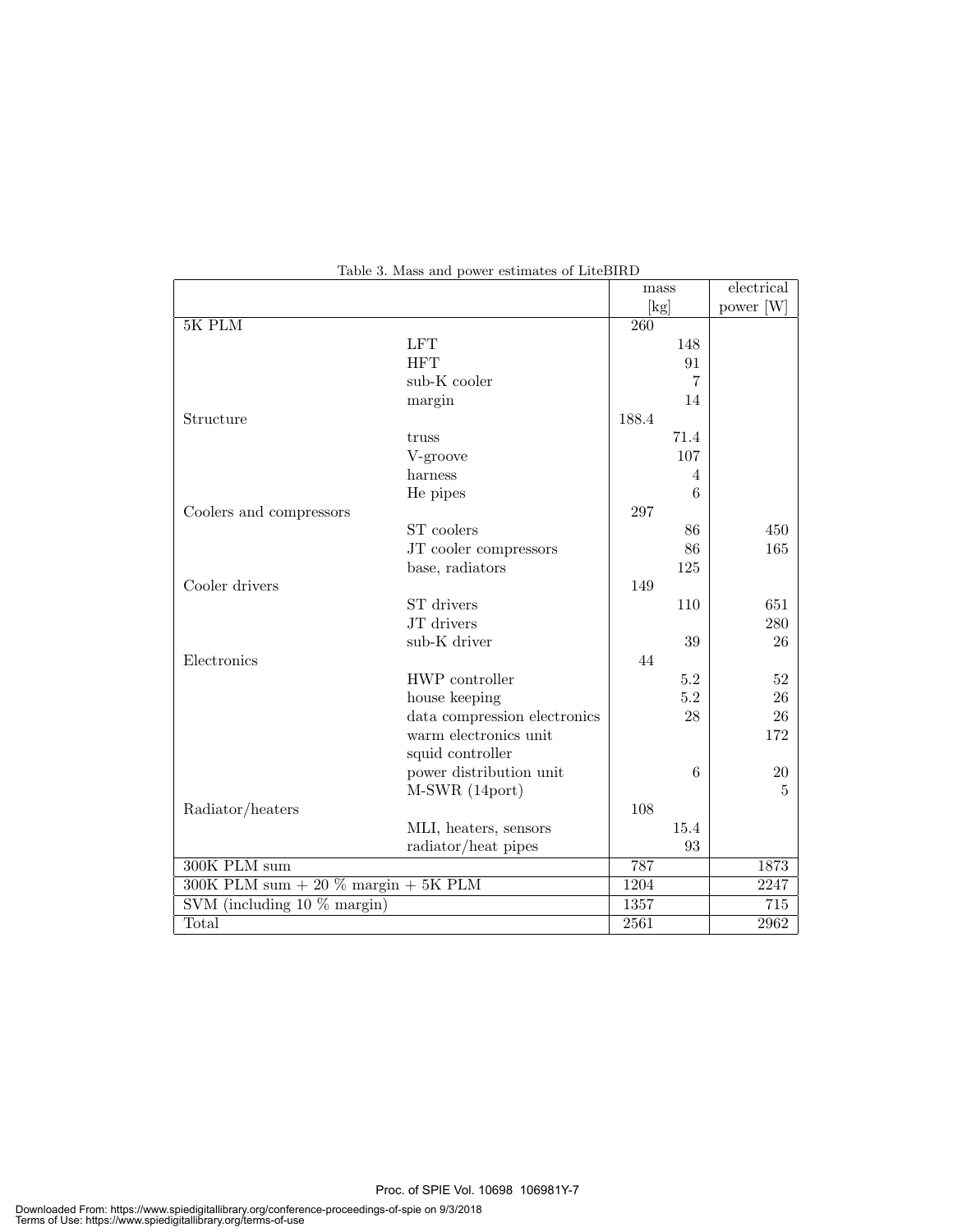Table 3. Mass and power estimates of LiteBIRD

| | | mass [kg] | | electrical power [W] |
|---|---|---|---|---|
| 5K PLM | | 260 | | |
| | LFT | | 148 | |
| | HFT | | 91 | |
| | sub-K cooler | | 7 | |
| | margin | | 14 | |
| Structure | | 188.4 | | |
| | truss | | 71.4 | |
| | V-groove | | 107 | |
| | harness | | 4 | |
| | He pipes | | 6 | |
| Coolers and compressors | | 297 | | |
| | ST coolers | | 86 | 450 |
| | JT cooler compressors | | 86 | 165 |
| | base, radiators | | 125 | |
| Cooler drivers | | 149 | | |
| | ST drivers | | 110 | 651 |
| | JT drivers | | | 280 |
| | sub-K driver | | 39 | 26 |
| Electronics | | 44 | | |
| | HWP controller | | 5.2 | 52 |
| | house keeping | | 5.2 | 26 |
| | data compression electronics | | 28 | 26 |
| | warm electronics unit | | | 172 |
| | squid controller | | | |
| | power distribution unit | | 6 | 20 |
| | M-SWR (14port) | | | 5 |
| Radiator/heaters | | 108 | | |
| | MLI, heaters, sensors | | 15.4 | |
| | radiator/heat pipes | | 93 | |
| 300K PLM sum | | 787 | | 1873 |
| 300K PLM sum + 20 % margin + 5K PLM | | 1204 | | 2247 |
| SVM (including 10 % margin) | | 1357 | | 715 |
| Total | | 2561 | | 2962 |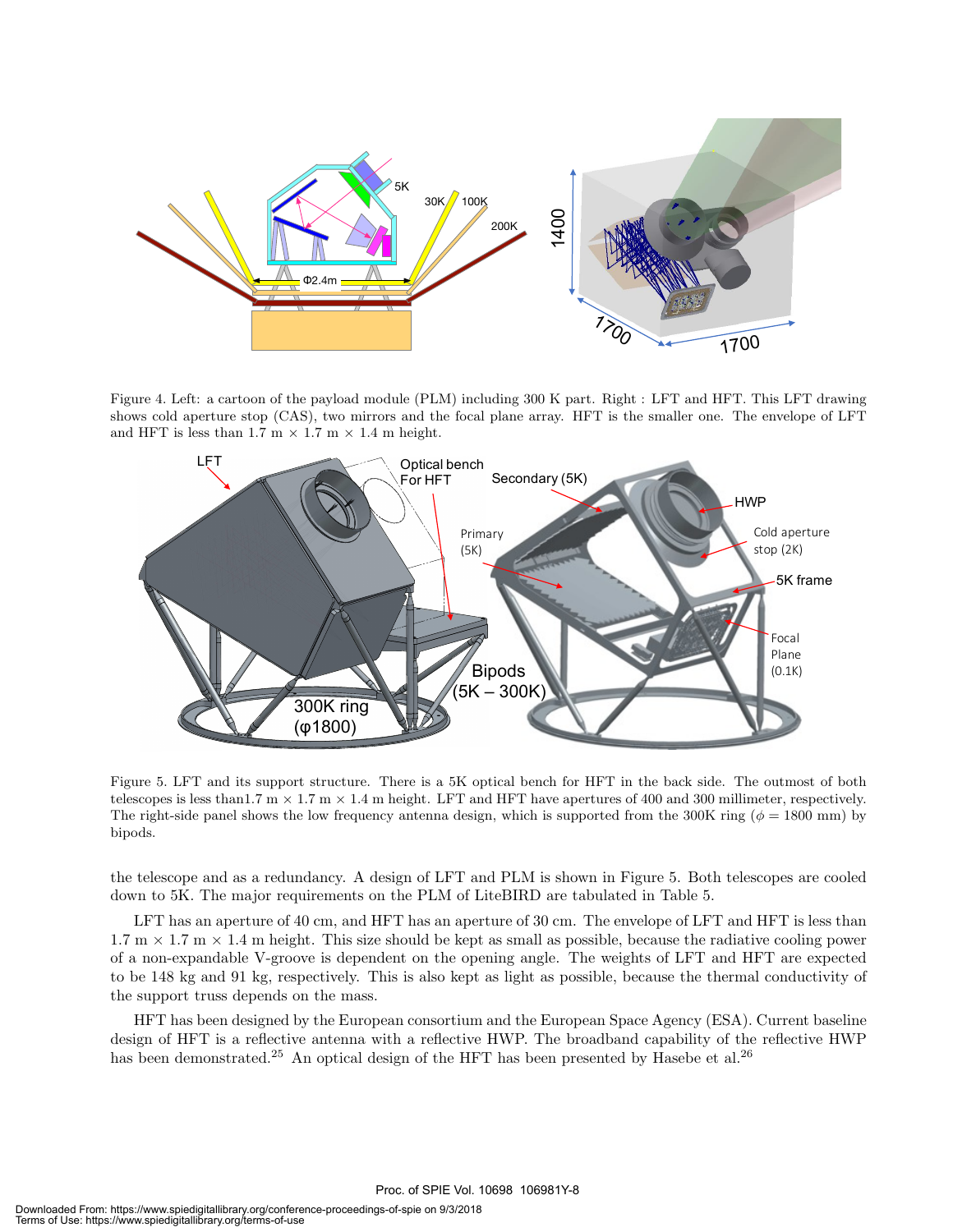Figure 4. Left: a cartoon of the payload module (PLM) including 300 K part. Right : LFT and HFT. This LFT drawing shows cold aperture stop (CAS), two mirrors and the focal plane array. HFT is the smaller one. The envelope of LFT and HFT is less than 1.7 m × 1.7 m × 1.4 m height.

Figure 5. LFT and its support structure. There is a 5K optical bench for HFT in the back side. The outmost of both telescopes is less than1.7 m × 1.7 m × 1.4 m height. LFT and HFT have apertures of 400 and 300 millimeter, respectively. The right-side panel shows the low frequency antenna design, which is supported from the 300K ring ($\phi = 1800$ mm) by bipods.

the telescope and as a redundancy. A design of LFT and PLM is shown in Figure 5. Both telescopes are cooled down to 5K. The major requirements on the PLM of LiteBIRD are tabulated in Table 5.

LFT has an aperture of 40 cm, and HFT has an aperture of 30 cm. The envelope of LFT and HFT is less than 1.7 m × 1.7 m × 1.4 m height. This size should be kept as small as possible, because the radiative cooling power of a non-expandable V-groove is dependent on the opening angle. The weights of LFT and HFT are expected to be 148 kg and 91 kg, respectively. This is also kept as light as possible, because the thermal conductivity of the support truss depends on the mass.

HFT has been designed by the European consortium and the European Space Agency (ESA). Current baseline design of HFT is a reflective antenna with a reflective HWP. The broadband capability of the reflective HWP has been demonstrated.[25] An optical design of the HFT has been presented by Hasebe et al.[26]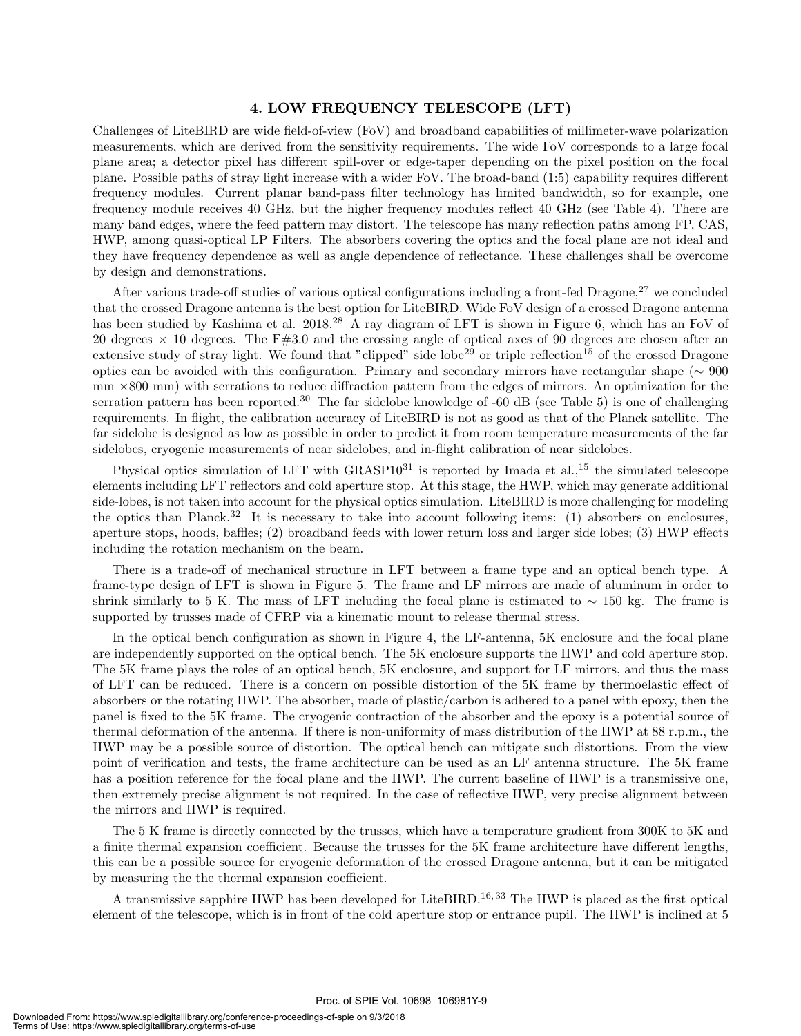## 4. LOW FREQUENCY TELESCOPE (LFT)

Challenges of LiteBIRD are wide field-of-view (FoV) and broadband capabilities of millimeter-wave polarization measurements, which are derived from the sensitivity requirements. The wide FoV corresponds to a large focal plane area; a detector pixel has different spill-over or edge-taper depending on the pixel position on the focal plane. Possible paths of stray light increase with a wider FoV. The broad-band (1:5) capability requires different frequency modules. Current planar band-pass filter technology has limited bandwidth, so for example, one frequency module receives 40 GHz, but the higher frequency modules reflect 40 GHz (see Table 4). There are many band edges, where the feed pattern may distort. The telescope has many reflection paths among FP, CAS, HWP, among quasi-optical LP Filters. The absorbers covering the optics and the focal plane are not ideal and they have frequency dependence as well as angle dependence of reflectance. These challenges shall be overcome by design and demonstrations.

After various trade-off studies of various optical configurations including a front-fed Dragone,[27] we concluded that the crossed Dragone antenna is the best option for LiteBIRD. Wide FoV design of a crossed Dragone antenna has been studied by Kashima et al. 2018.[28] A ray diagram of LFT is shown in Figure 6, which has an FoV of 20 degrees × 10 degrees. The F#3.0 and the crossing angle of optical axes of 90 degrees are chosen after an extensive study of stray light. We found that "clipped" side lobe[29] or triple reflection[15] of the crossed Dragone optics can be avoided with this configuration. Primary and secondary mirrors have rectangular shape (∼ 900 mm ×800 mm) with serrations to reduce diffraction pattern from the edges of mirrors. An optimization for the serration pattern has been reported.[30] The far sidelobe knowledge of -60 dB (see Table 5) is one of challenging requirements. In flight, the calibration accuracy of LiteBIRD is not as good as that of the Planck satellite. The far sidelobe is designed as low as possible in order to predict it from room temperature measurements of the far sidelobes, cryogenic measurements of near sidelobes, and in-flight calibration of near sidelobes.

Physical optics simulation of LFT with GRASP10[31] is reported by Imada et al.,[15] the simulated telescope elements including LFT reflectors and cold aperture stop. At this stage, the HWP, which may generate additional side-lobes, is not taken into account for the physical optics simulation. LiteBIRD is more challenging for modeling the optics than Planck.[32] It is necessary to take into account following items: (1) absorbers on enclosures, aperture stops, hoods, baffles; (2) broadband feeds with lower return loss and larger side lobes; (3) HWP effects including the rotation mechanism on the beam.

There is a trade-off of mechanical structure in LFT between a frame type and an optical bench type. A frame-type design of LFT is shown in Figure 5. The frame and LF mirrors are made of aluminum in order to shrink similarly to 5 K. The mass of LFT including the focal plane is estimated to ∼ 150 kg. The frame is supported by trusses made of CFRP via a kinematic mount to release thermal stress.

In the optical bench configuration as shown in Figure 4, the LF-antenna, 5K enclosure and the focal plane are independently supported on the optical bench. The 5K enclosure supports the HWP and cold aperture stop. The 5K frame plays the roles of an optical bench, 5K enclosure, and support for LF mirrors, and thus the mass of LFT can be reduced. There is a concern on possible distortion of the 5K frame by thermoelastic effect of absorbers or the rotating HWP. The absorber, made of plastic/carbon is adhered to a panel with epoxy, then the panel is fixed to the 5K frame. The cryogenic contraction of the absorber and the epoxy is a potential source of thermal deformation of the antenna. If there is non-uniformity of mass distribution of the HWP at 88 r.p.m., the HWP may be a possible source of distortion. The optical bench can mitigate such distortions. From the view point of verification and tests, the frame architecture can be used as an LF antenna structure. The 5K frame has a position reference for the focal plane and the HWP. The current baseline of HWP is a transmissive one, then extremely precise alignment is not required. In the case of reflective HWP, very precise alignment between the mirrors and HWP is required.

The 5 K frame is directly connected by the trusses, which have a temperature gradient from 300K to 5K and a finite thermal expansion coefficient. Because the trusses for the 5K frame architecture have different lengths, this can be a possible source for cryogenic deformation of the crossed Dragone antenna, but it can be mitigated by measuring the the thermal expansion coefficient.

A transmissive sapphire HWP has been developed for LiteBIRD.[16,33] The HWP is placed as the first optical element of the telescope, which is in front of the cold aperture stop or entrance pupil. The HWP is inclined at 5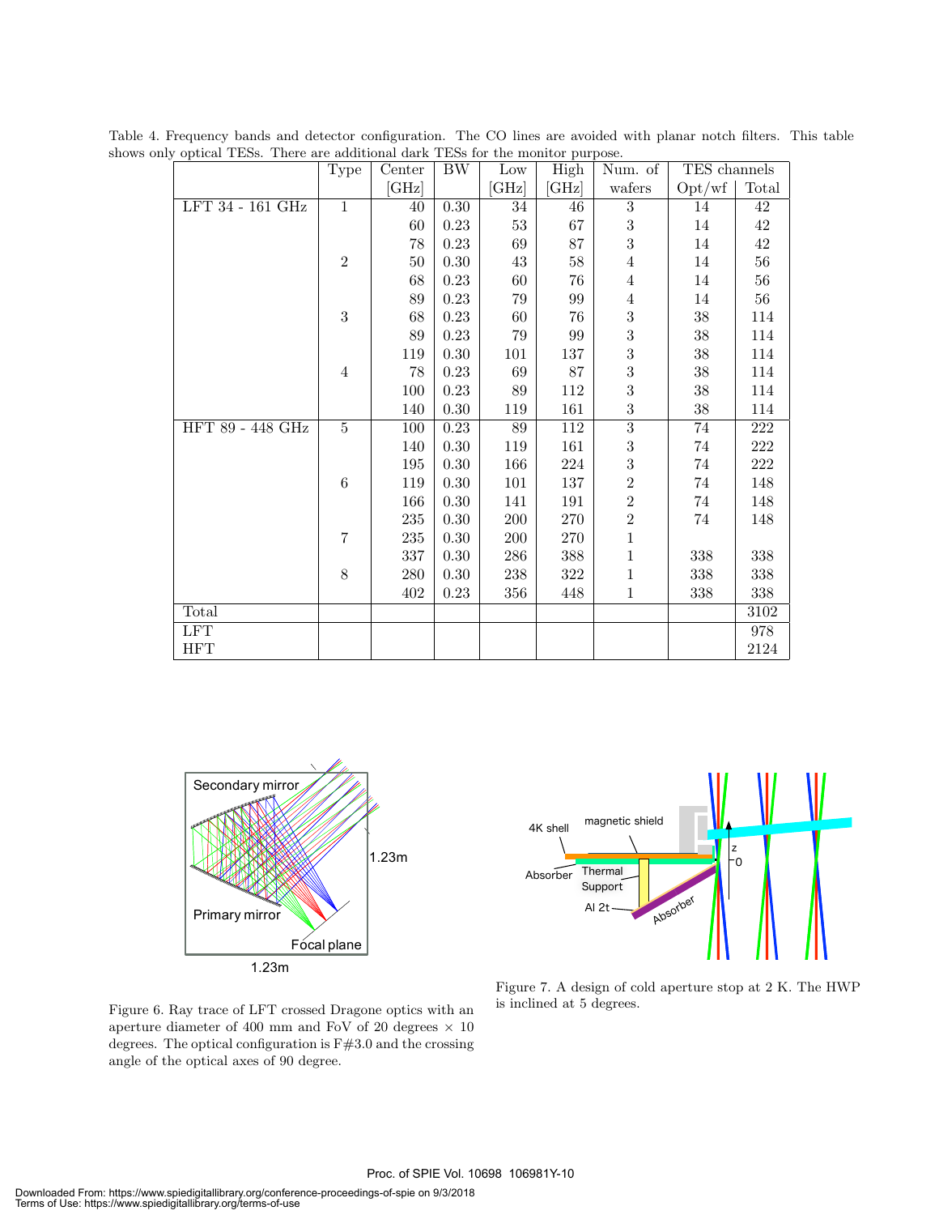Table 4. Frequency bands and detector configuration. The CO lines are avoided with planar notch filters. This table shows only optical TESs. There are additional dark TESs for the monitor purpose.

| | Type | Center [GHz] | BW | Low [GHz] | High [GHz] | Num. of wafers | TES channels Opt/wf | Total |
|---|---|---|---|---|---|---|---|---|
| LFT 34 - 161 GHz | 1 | 40 | 0.30 | 34 | 46 | 3 | 14 | 42 |
| | | 60 | 0.23 | 53 | 67 | 3 | 14 | 42 |
| | | 78 | 0.23 | 69 | 87 | 3 | 14 | 42 |
| | 2 | 50 | 0.30 | 43 | 58 | 4 | 14 | 56 |
| | | 68 | 0.23 | 60 | 76 | 4 | 14 | 56 |
| | | 89 | 0.23 | 79 | 99 | 4 | 14 | 56 |
| | 3 | 68 | 0.23 | 60 | 76 | 3 | 38 | 114 |
| | | 89 | 0.23 | 79 | 99 | 3 | 38 | 114 |
| | | 119 | 0.30 | 101 | 137 | 3 | 38 | 114 |
| | 4 | 78 | 0.23 | 69 | 87 | 3 | 38 | 114 |
| | | 100 | 0.23 | 89 | 112 | 3 | 38 | 114 |
| | | 140 | 0.30 | 119 | 161 | 3 | 38 | 114 |
| HFT 89 - 448 GHz | 5 | 100 | 0.23 | 89 | 112 | 3 | 74 | 222 |
| | | 140 | 0.30 | 119 | 161 | 3 | 74 | 222 |
| | | 195 | 0.30 | 166 | 224 | 3 | 74 | 222 |
| | 6 | 119 | 0.30 | 101 | 137 | 2 | 74 | 148 |
| | | 166 | 0.30 | 141 | 191 | 2 | 74 | 148 |
| | | 235 | 0.30 | 200 | 270 | 2 | 74 | 148 |
| | 7 | 235 | 0.30 | 200 | 270 | 1 | | |
| | | 337 | 0.30 | 286 | 388 | 1 | 338 | 338 |
| | 8 | 280 | 0.30 | 238 | 322 | 1 | 338 | 338 |
| | | 402 | 0.23 | 356 | 448 | 1 | 338 | 338 |
| Total | | | | | | | | 3102 |
| LFT | | | | | | | | 978 |
| HFT | | | | | | | | 2124 |

Figure 6. Ray trace of LFT crossed Dragone optics with an aperture diameter of 400 mm and FoV of 20 degrees × 10 degrees. The optical configuration is F#3.0 and the crossing angle of the optical axes of 90 degree.

Figure 7. A design of cold aperture stop at 2 K. The HWP is inclined at 5 degrees.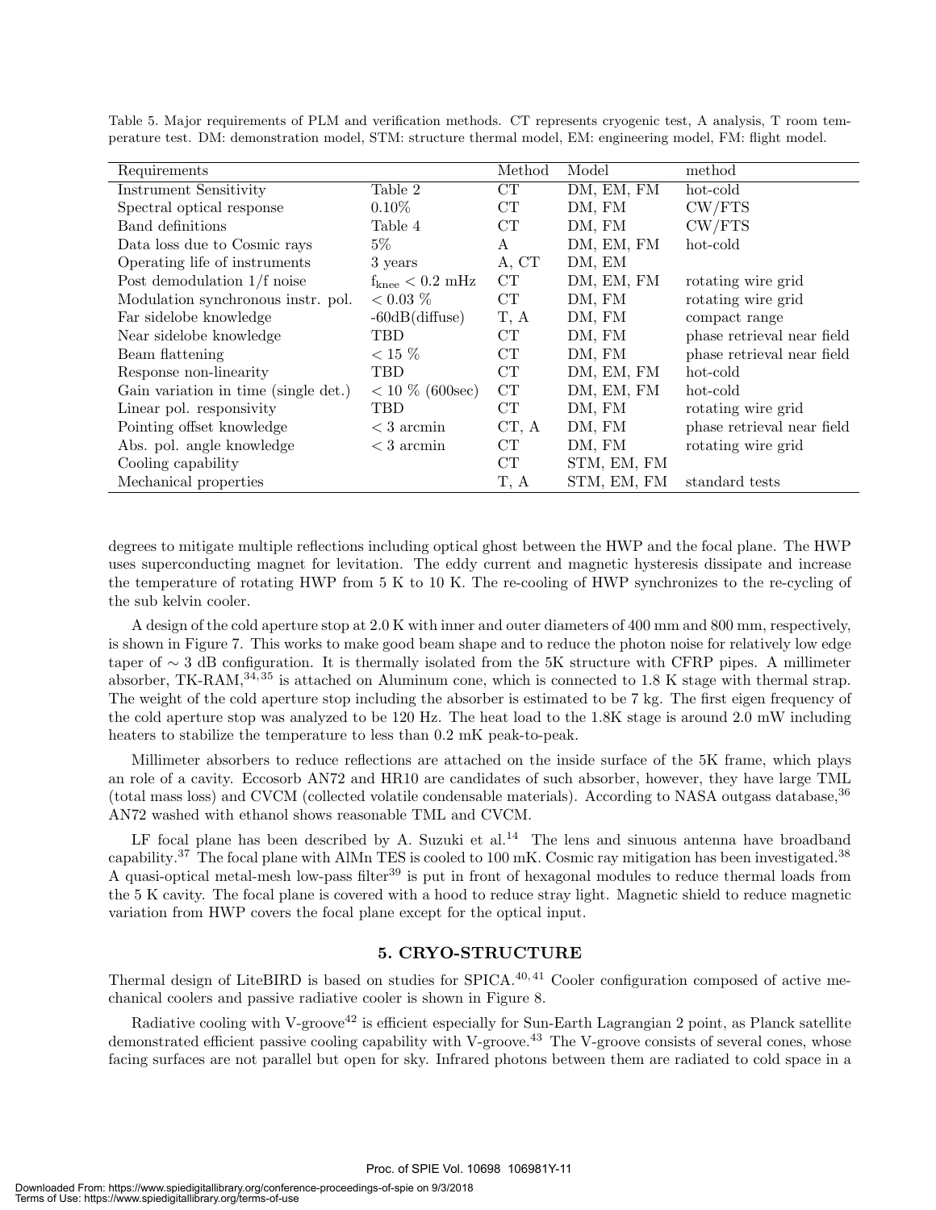Table 5. Major requirements of PLM and verification methods. CT represents cryogenic test, A analysis, T room temperature test. DM: demonstration model, STM: structure thermal model, EM: engineering model, FM: flight model.

| Requirements | | Method | Model | method |
|---|---|---|---|---|
| Instrument Sensitivity | Table 2 | CT | DM, EM, FM | hot-cold |
| Spectral optical response | 0.10% | CT | DM, FM | CW/FTS |
| Band definitions | Table 4 | CT | DM, FM | CW/FTS |
| Data loss due to Cosmic rays | 5% | A | DM, EM, FM | hot-cold |
| Operating life of instruments | 3 years | A, CT | DM, EM | |
| Post demodulation 1/f noise | $f_{knee} < 0.2$ mHz | CT | DM, EM, FM | rotating wire grid |
| Modulation synchronous instr. pol. | < 0.03 % | CT | DM, FM | rotating wire grid |
| Far sidelobe knowledge | -60dB(diffuse) | T, A | DM, FM | compact range |
| Near sidelobe knowledge | TBD | CT | DM, FM | phase retrieval near field |
| Beam flattening | < 15 % | CT | DM, FM | phase retrieval near field |
| Response non-linearity | TBD | CT | DM, EM, FM | hot-cold |
| Gain variation in time (single det.) | < 10 % (600sec) | CT | DM, EM, FM | hot-cold |
| Linear pol. responsivity | TBD | CT | DM, FM | rotating wire grid |
| Pointing offset knowledge | < 3 arcmin | CT, A | DM, FM | phase retrieval near field |
| Abs. pol. angle knowledge | < 3 arcmin | CT | DM, FM | rotating wire grid |
| Cooling capability | | CT | STM, EM, FM | |
| Mechanical properties | | T, A | STM, EM, FM | standard tests |

degrees to mitigate multiple reflections including optical ghost between the HWP and the focal plane. The HWP uses superconducting magnet for levitation. The eddy current and magnetic hysteresis dissipate and increase the temperature of rotating HWP from 5 K to 10 K. The re-cooling of HWP synchronizes to the re-cycling of the sub kelvin cooler.

A design of the cold aperture stop at 2.0 K with inner and outer diameters of 400 mm and 800 mm, respectively, is shown in Figure 7. This works to make good beam shape and to reduce the photon noise for relatively low edge taper of ∼ 3 dB configuration. It is thermally isolated from the 5K structure with CFRP pipes. A millimeter absorber, TK-RAM,[34,35] is attached on Aluminum cone, which is connected to 1.8 K stage with thermal strap. The weight of the cold aperture stop including the absorber is estimated to be 7 kg. The first eigen frequency of the cold aperture stop was analyzed to be 120 Hz. The heat load to the 1.8K stage is around 2.0 mW including heaters to stabilize the temperature to less than 0.2 mK peak-to-peak.

Millimeter absorbers to reduce reflections are attached on the inside surface of the 5K frame, which plays an role of a cavity. Eccosorb AN72 and HR10 are candidates of such absorber, however, they have large TML (total mass loss) and CVCM (collected volatile condensable materials). According to NASA outgass database,[36] AN72 washed with ethanol shows reasonable TML and CVCM.

LF focal plane has been described by A. Suzuki et al.[14] The lens and sinuous antenna have broadband capability.[37] The focal plane with AlMn TES is cooled to 100 mK. Cosmic ray mitigation has been investigated.[38] A quasi-optical metal-mesh low-pass filter[39] is put in front of hexagonal modules to reduce thermal loads from the 5 K cavity. The focal plane is covered with a hood to reduce stray light. Magnetic shield to reduce magnetic variation from HWP covers the focal plane except for the optical input.

## 5. CRYO-STRUCTURE

Thermal design of LiteBIRD is based on studies for SPICA.[40,41] Cooler configuration composed of active mechanical coolers and passive radiative cooler is shown in Figure 8.

Radiative cooling with V-groove[42] is efficient especially for Sun-Earth Lagrangian 2 point, as Planck satellite demonstrated efficient passive cooling capability with V-groove.[43] The V-groove consists of several cones, whose facing surfaces are not parallel but open for sky. Infrared photons between them are radiated to cold space in a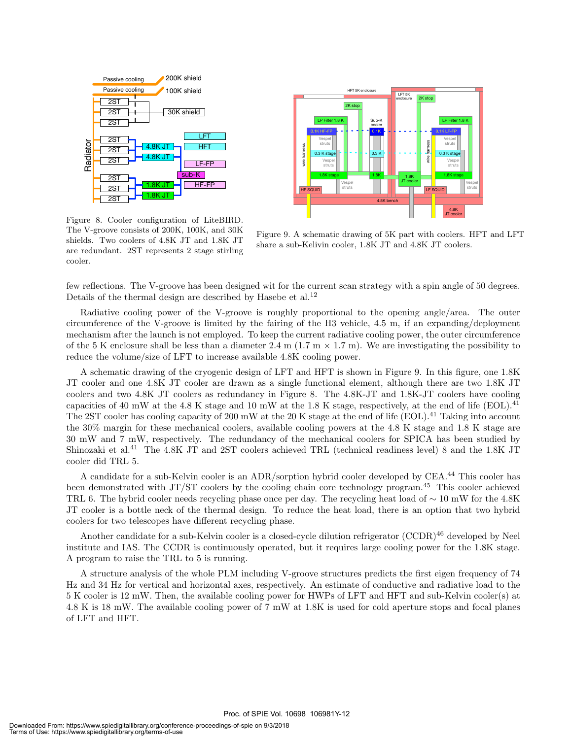Figure 8. Cooler configuration of LiteBIRD. The V-groove consists of 200K, 100K, and 30K shields. Two coolers of 4.8K JT and 1.8K JT are redundant. 2ST represents 2 stage stirling cooler.

Figure 9. A schematic drawing of 5K part with coolers. HFT and LFT share a sub-Kelivin cooler, 1.8K JT and 4.8K JT coolers.

few reflections. The V-groove has been designed wit for the current scan strategy with a spin angle of 50 degrees. Details of the thermal design are described by Hasebe et al.[12]

Radiative cooling power of the V-groove is roughly proportional to the opening angle/area. The outer circumference of the V-groove is limited by the fairing of the H3 vehicle, 4.5 m, if an expanding/deployment mechanism after the launch is not employed. To keep the current radiative cooling power, the outer circumference of the 5 K enclosure shall be less than a diameter 2.4 m (1.7 m × 1.7 m). We are investigating the possibility to reduce the volume/size of LFT to increase available 4.8K cooling power.

A schematic drawing of the cryogenic design of LFT and HFT is shown in Figure 9. In this figure, one 1.8K JT cooler and one 4.8K JT cooler are drawn as a single functional element, although there are two 1.8K JT coolers and two 4.8K JT coolers as redundancy in Figure 8. The 4.8K-JT and 1.8K-JT coolers have cooling capacities of 40 mW at the 4.8 K stage and 10 mW at the 1.8 K stage, respectively, at the end of life (EOL).[41] The 2ST cooler has cooling capacity of 200 mW at the 20 K stage at the end of life (EOL).[41] Taking into account the 30% margin for these mechanical coolers, available cooling powers at the 4.8 K stage and 1.8 K stage are 30 mW and 7 mW, respectively. The redundancy of the mechanical coolers for SPICA has been studied by Shinozaki et al.[41] The 4.8K JT and 2ST coolers achieved TRL (technical readiness level) 8 and the 1.8K JT cooler did TRL 5.

A candidate for a sub-Kelvin cooler is an ADR/sorption hybrid cooler developed by CEA.[44] This cooler has been demonstrated with JT/ST coolers by the cooling chain core technology program.[45] This cooler achieved TRL 6. The hybrid cooler needs recycling phase once per day. The recycling heat load of ∼ 10 mW for the 4.8K JT cooler is a bottle neck of the thermal design. To reduce the heat load, there is an option that two hybrid coolers for two telescopes have different recycling phase.

Another candidate for a sub-Kelvin cooler is a closed-cycle dilution refrigerator (CCDR)[46] developed by Neel institute and IAS. The CCDR is continuously operated, but it requires large cooling power for the 1.8K stage. A program to raise the TRL to 5 is running.

A structure analysis of the whole PLM including V-groove structures predicts the first eigen frequency of 74 Hz and 34 Hz for vertical and horizontal axes, respectively. An estimate of conductive and radiative load to the 5 K cooler is 12 mW. Then, the available cooling power for HWPs of LFT and HFT and sub-Kelvin cooler(s) at 4.8 K is 18 mW. The available cooling power of 7 mW at 1.8K is used for cold aperture stops and focal planes of LFT and HFT.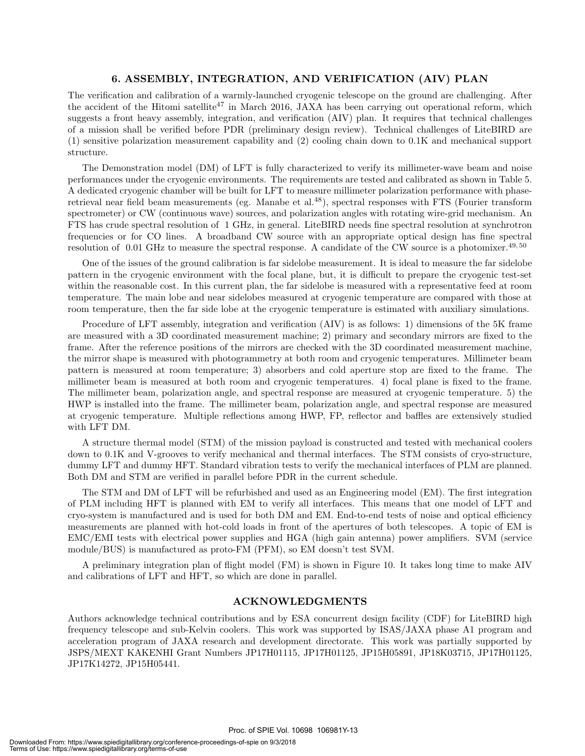## 6. ASSEMBLY, INTEGRATION, AND VERIFICATION (AIV) PLAN

The verification and calibration of a warmly-launched cryogenic telescope on the ground are challenging. After the accident of the Hitomi satellite[47] in March 2016, JAXA has been carrying out operational reform, which suggests a front heavy assembly, integration, and verification (AIV) plan. It requires that technical challenges of a mission shall be verified before PDR (preliminary design review). Technical challenges of LiteBIRD are (1) sensitive polarization measurement capability and (2) cooling chain down to 0.1K and mechanical support structure.

The Demonstration model (DM) of LFT is fully characterized to verify its millimeter-wave beam and noise performances under the cryogenic environments. The requirements are tested and calibrated as shown in Table 5. A dedicated cryogenic chamber will be built for LFT to measure millimeter polarization performance with phase-retrieval near field beam measurements (eg. Manabe et al.[48]), spectral responses with FTS (Fourier transform spectrometer) or CW (continuous wave) sources, and polarization angles with rotating wire-grid mechanism. An FTS has crude spectral resolution of 1 GHz, in general. LiteBIRD needs fine spectral resolution at synchrotron frequencies or for CO lines. A broadband CW source with an appropriate optical design has fine spectral resolution of 0.01 GHz to measure the spectral response. A candidate of the CW source is a photomixer.[49,50]

One of the issues of the ground calibration is far sidelobe measurement. It is ideal to measure the far sidelobe pattern in the cryogenic environment with the focal plane, but, it is difficult to prepare the cryogenic test-set within the reasonable cost. In this current plan, the far sidelobe is measured with a representative feed at room temperature. The main lobe and near sidelobes measured at cryogenic temperature are compared with those at room temperature, then the far side lobe at the cryogenic temperature is estimated with auxiliary simulations.

Procedure of LFT assembly, integration and verification (AIV) is as follows: 1) dimensions of the 5K frame are measured with a 3D coordinated measurement machine; 2) primary and secondary mirrors are fixed to the frame. After the reference positions of the mirrors are checked with the 3D coordinated measurement machine, the mirror shape is measured with photogrammetry at both room and cryogenic temperatures. Millimeter beam pattern is measured at room temperature; 3) absorbers and cold aperture stop are fixed to the frame. The millimeter beam is measured at both room and cryogenic temperatures. 4) focal plane is fixed to the frame. The millimeter beam, polarization angle, and spectral response are measured at cryogenic temperature. 5) the HWP is installed into the frame. The millimeter beam, polarization angle, and spectral response are measured at cryogenic temperature. Multiple reflections among HWP, FP, reflector and baffles are extensively studied with LFT DM.

A structure thermal model (STM) of the mission payload is constructed and tested with mechanical coolers down to 0.1K and V-grooves to verify mechanical and thermal interfaces. The STM consists of cryo-structure, dummy LFT and dummy HFT. Standard vibration tests to verify the mechanical interfaces of PLM are planned. Both DM and STM are verified in parallel before PDR in the current schedule.

The STM and DM of LFT will be refurbished and used as an Engineering model (EM). The first integration of PLM including HFT is planned with EM to verify all interfaces. This means that one model of LFT and cryo-system is manufactured and is used for both DM and EM. End-to-end tests of noise and optical efficiency measurements are planned with hot-cold loads in front of the apertures of both telescopes. A topic of EM is EMC/EMI tests with electrical power supplies and HGA (high gain antenna) power amplifiers. SVM (service module/BUS) is manufactured as proto-FM (PFM), so EM doesn't test SVM.

A preliminary integration plan of flight model (FM) is shown in Figure 10. It takes long time to make AIV and calibrations of LFT and HFT, so which are done in parallel.

## ACKNOWLEDGMENTS

Authors acknowledge technical contributions and by ESA concurrent design facility (CDF) for LiteBIRD high frequency telescope and sub-Kelvin coolers. This work was supported by ISAS/JAXA phase A1 program and acceleration program of JAXA research and development directorate. This work was partially supported by JSPS/MEXT KAKENHI Grant Numbers JP17H01115, JP17H01125, JP15H05891, JP18K03715, JP17H01125, JP17K14272, JP15H05441.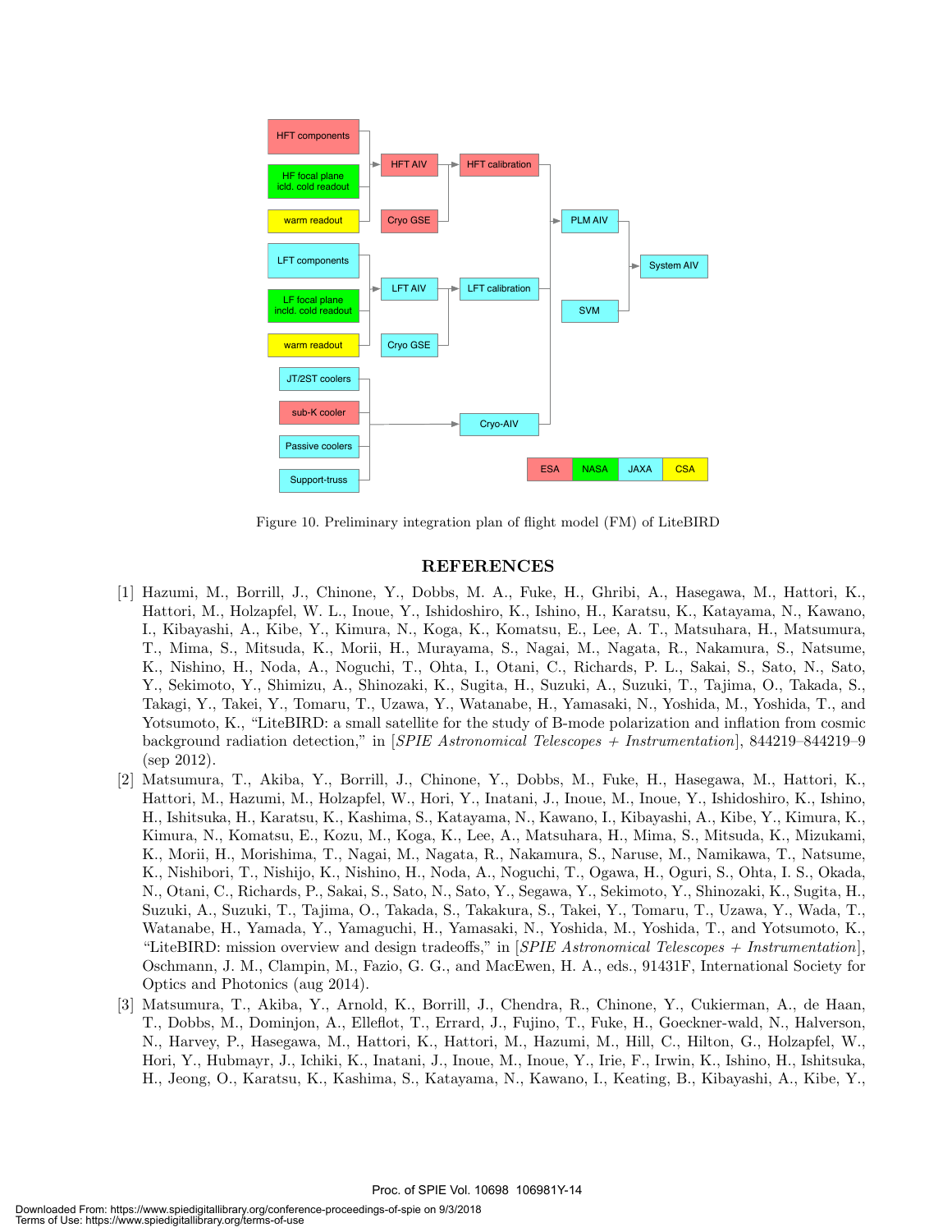Figure 10. Preliminary integration plan of flight model (FM) of LiteBIRD

## REFERENCES

[1] Hazumi, M., Borrill, J., Chinone, Y., Dobbs, M. A., Fuke, H., Ghribi, A., Hasegawa, M., Hattori, K., Hattori, M., Holzapfel, W. L., Inoue, Y., Ishidoshiro, K., Ishino, H., Karatsu, K., Katayama, N., Kawano, I., Kibayashi, A., Kibe, Y., Kimura, N., Koga, K., Komatsu, E., Lee, A. T., Matsuhara, H., Matsumura, T., Mima, S., Mitsuda, K., Morii, H., Murayama, S., Nagai, M., Nagata, R., Nakamura, S., Natsume, K., Nishino, H., Noda, A., Noguchi, T., Ohta, I., Otani, C., Richards, P. L., Sakai, S., Sato, N., Sato, Y., Sekimoto, Y., Shimizu, A., Shinozaki, K., Sugita, H., Suzuki, A., Suzuki, T., Tajima, O., Takada, S., Takagi, Y., Takei, Y., Tomaru, T., Uzawa, Y., Watanabe, H., Yamasaki, N., Yoshida, M., Yoshida, T., and Yotsumoto, K., "LiteBIRD: a small satellite for the study of B-mode polarization and inflation from cosmic background radiation detection," in [*SPIE Astronomical Telescopes + Instrumentation*], 844219–844219–9 (sep 2012).

[2] Matsumura, T., Akiba, Y., Borrill, J., Chinone, Y., Dobbs, M., Fuke, H., Hasegawa, M., Hattori, K., Hattori, M., Hazumi, M., Holzapfel, W., Hori, Y., Inatani, J., Inoue, M., Inoue, Y., Ishidoshiro, K., Ishino, H., Ishitsuka, H., Karatsu, K., Kashima, S., Katayama, N., Kawano, I., Kibayashi, A., Kibe, Y., Kimura, K., Kimura, N., Komatsu, E., Kozu, M., Koga, K., Lee, A., Matsuhara, H., Mima, S., Mitsuda, K., Mizukami, K., Morii, H., Morishima, T., Nagai, M., Nagata, R., Nakamura, S., Naruse, M., Namikawa, T., Natsume, K., Nishibori, T., Nishijo, K., Nishino, H., Noda, A., Noguchi, T., Ogawa, H., Oguri, S., Ohta, I. S., Okada, N., Otani, C., Richards, P., Sakai, S., Sato, N., Sato, Y., Segawa, Y., Sekimoto, Y., Shinozaki, K., Sugita, H., Suzuki, A., Suzuki, T., Tajima, O., Takada, S., Takakura, S., Takei, Y., Tomaru, T., Uzawa, Y., Wada, T., Watanabe, H., Yamada, Y., Yamaguchi, H., Yamasaki, N., Yoshida, M., Yoshida, T., and Yotsumoto, K., "LiteBIRD: mission overview and design tradeoffs," in [*SPIE Astronomical Telescopes + Instrumentation*], Oschmann, J. M., Clampin, M., Fazio, G. G., and MacEwen, H. A., eds., 91431F, International Society for Optics and Photonics (aug 2014).

[3] Matsumura, T., Akiba, Y., Arnold, K., Borrill, J., Chendra, R., Chinone, Y., Cukierman, A., de Haan, T., Dobbs, M., Dominjon, A., Elleflot, T., Errard, J., Fujino, T., Fuke, H., Goeckner-wald, N., Halverson, N., Harvey, P., Hasegawa, M., Hattori, K., Hattori, M., Hazumi, M., Hill, C., Hilton, G., Holzapfel, W., Hori, Y., Hubmayr, J., Ichiki, K., Inatani, J., Inoue, M., Inoue, Y., Irie, F., Irwin, K., Ishino, H., Ishitsuka, H., Jeong, O., Karatsu, K., Kashima, S., Katayama, N., Kawano, I., Keating, B., Kibayashi, A., Kibe, Y.,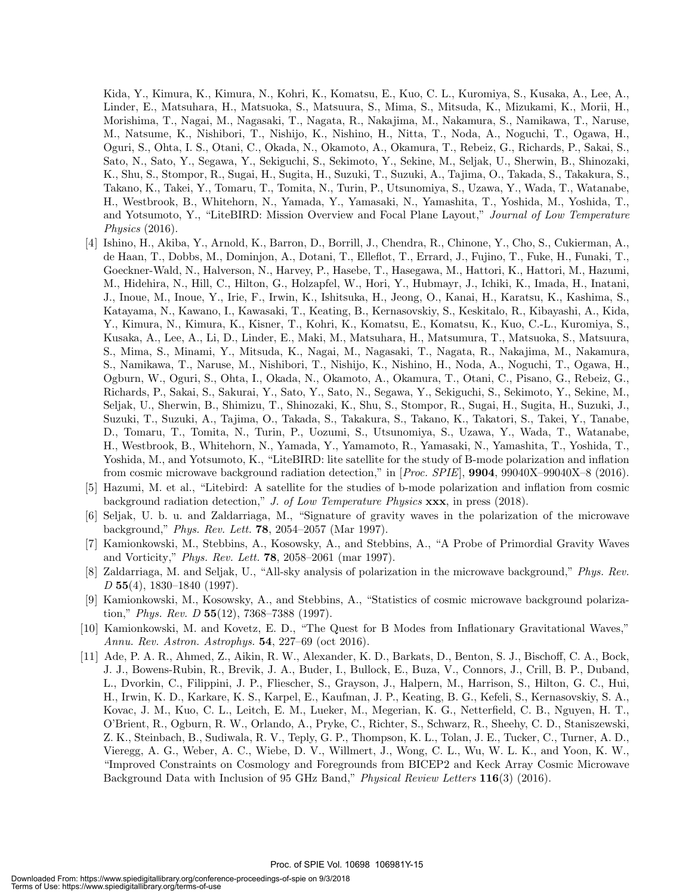Kida, Y., Kimura, K., Kimura, N., Kohri, K., Komatsu, E., Kuo, C. L., Kuromiya, S., Kusaka, A., Lee, A., Linder, E., Matsuhara, H., Matsuoka, S., Matsuura, S., Mima, S., Mitsuda, K., Mizukami, K., Morii, H., Morishima, T., Nagai, M., Nagasaki, T., Nagata, R., Nakajima, M., Nakamura, S., Namikawa, T., Naruse, M., Natsume, K., Nishibori, T., Nishijo, K., Nishino, H., Nitta, T., Noda, A., Noguchi, T., Ogawa, H., Oguri, S., Ohta, I. S., Otani, C., Okada, N., Okamoto, A., Okamura, T., Rebeiz, G., Richards, P., Sakai, S., Sato, N., Sato, Y., Segawa, Y., Sekiguchi, S., Sekimoto, Y., Sekine, M., Seljak, U., Sherwin, B., Shinozaki, K., Shu, S., Stompor, R., Sugai, H., Sugita, H., Suzuki, T., Suzuki, A., Tajima, O., Takada, S., Takakura, S., Takano, K., Takei, Y., Tomaru, T., Tomita, N., Turin, P., Utsunomiya, S., Uzawa, Y., Wada, T., Watanabe, H., Westbrook, B., Whitehorn, N., Yamada, Y., Yamasaki, N., Yamashita, T., Yoshida, M., Yoshida, T., and Yotsumoto, Y., "LiteBIRD: Mission Overview and Focal Plane Layout," *Journal of Low Temperature Physics* (2016).

[4] Ishino, H., Akiba, Y., Arnold, K., Barron, D., Borrill, J., Chendra, R., Chinone, Y., Cho, S., Cukierman, A., de Haan, T., Dobbs, M., Dominjon, A., Dotani, T., Elleflot, T., Errard, J., Fujino, T., Fuke, H., Funaki, T., Goeckner-Wald, N., Halverson, N., Harvey, P., Hasebe, T., Hasegawa, M., Hattori, K., Hattori, M., Hazumi, M., Hidehira, N., Hill, C., Hilton, G., Holzapfel, W., Hori, Y., Hubmayr, J., Ichiki, K., Imada, H., Inatani, J., Inoue, M., Inoue, Y., Irie, F., Irwin, K., Ishitsuka, H., Jeong, O., Kanai, H., Karatsu, K., Kashima, S., Katayama, N., Kawano, I., Kawasaki, T., Keating, B., Kernasovskiy, S., Keskitalo, R., Kibayashi, A., Kida, Y., Kimura, N., Kimura, K., Kisner, T., Kohri, K., Komatsu, E., Komatsu, K., Kuo, C.-L., Kuromiya, S., Kusaka, A., Lee, A., Li, D., Linder, E., Maki, M., Matsuhara, H., Matsumura, T., Matsuoka, S., Matsuura, S., Mima, S., Minami, Y., Mitsuda, K., Nagai, M., Nagasaki, T., Nagata, R., Nakajima, M., Nakamura, S., Namikawa, T., Naruse, M., Nishibori, T., Nishijo, K., Nishino, H., Noda, A., Noguchi, T., Ogawa, H., Ogburn, W., Oguri, S., Ohta, I., Okada, N., Okamoto, A., Okamura, T., Otani, C., Pisano, G., Rebeiz, G., Richards, P., Sakai, S., Sakurai, Y., Sato, Y., Sato, N., Segawa, Y., Sekiguchi, S., Sekimoto, Y., Sekine, M., Seljak, U., Sherwin, B., Shimizu, T., Shinozaki, K., Shu, S., Stompor, R., Sugai, H., Sugita, H., Suzuki, J., Suzuki, T., Suzuki, A., Tajima, O., Takada, S., Takakura, S., Takano, K., Takatori, S., Takei, Y., Tanabe, D., Tomaru, T., Tomita, N., Turin, P., Uozumi, S., Utsunomiya, S., Uzawa, Y., Wada, T., Watanabe, H., Westbrook, B., Whitehorn, N., Yamada, Y., Yamamoto, R., Yamasaki, N., Yamashita, T., Yoshida, T., Yoshida, M., and Yotsumoto, K., "LiteBIRD: lite satellite for the study of B-mode polarization and inflation from cosmic microwave background radiation detection," in [*Proc. SPIE*], **9904**, 99040X–99040X–8 (2016).

[5] Hazumi, M. et al., "Litebird: A satellite for the studies of b-mode polarization and inflation from cosmic background radiation detection," *J. of Low Temperature Physics* **xxx**, in press (2018).

[6] Seljak, U. b. u. and Zaldarriaga, M., "Signature of gravity waves in the polarization of the microwave background," *Phys. Rev. Lett.* **78**, 2054–2057 (Mar 1997).

[7] Kamionkowski, M., Stebbins, A., Kosowsky, A., and Stebbins, A., "A Probe of Primordial Gravity Waves and Vorticity," *Phys. Rev. Lett.* **78**, 2058–2061 (mar 1997).

[8] Zaldarriaga, M. and Seljak, U., "All-sky analysis of polarization in the microwave background," *Phys. Rev. D* **55**(4), 1830–1840 (1997).

[9] Kamionkowski, M., Kosowsky, A., and Stebbins, A., "Statistics of cosmic microwave background polarization," *Phys. Rev. D* **55**(12), 7368–7388 (1997).

[10] Kamionkowski, M. and Kovetz, E. D., "The Quest for B Modes from Inflationary Gravitational Waves," *Annu. Rev. Astron. Astrophys.* **54**, 227–69 (oct 2016).

[11] Ade, P. A. R., Ahmed, Z., Aikin, R. W., Alexander, K. D., Barkats, D., Benton, S. J., Bischoff, C. A., Bock, J. J., Bowens-Rubin, R., Brevik, J. A., Buder, I., Bullock, E., Buza, V., Connors, J., Crill, B. P., Duband, L., Dvorkin, C., Filippini, J. P., Fliescher, S., Grayson, J., Halpern, M., Harrison, S., Hilton, G. C., Hui, H., Irwin, K. D., Karkare, K. S., Karpel, E., Kaufman, J. P., Keating, B. G., Kefeli, S., Kernasovskiy, S. A., Kovac, J. M., Kuo, C. L., Leitch, E. M., Lueker, M., Megerian, K. G., Netterfield, C. B., Nguyen, H. T., O'Brient, R., Ogburn, R. W., Orlando, A., Pryke, C., Richter, S., Schwarz, R., Sheehy, C. D., Staniszewski, Z. K., Steinbach, B., Sudiwala, R. V., Teply, G. P., Thompson, K. L., Tolan, J. E., Tucker, C., Turner, A. D., Vieregg, A. G., Weber, A. C., Wiebe, D. V., Willmert, J., Wong, C. L., Wu, W. L. K., and Yoon, K. W., "Improved Constraints on Cosmology and Foregrounds from BICEP2 and Keck Array Cosmic Microwave Background Data with Inclusion of 95 GHz Band," *Physical Review Letters* **116**(3) (2016).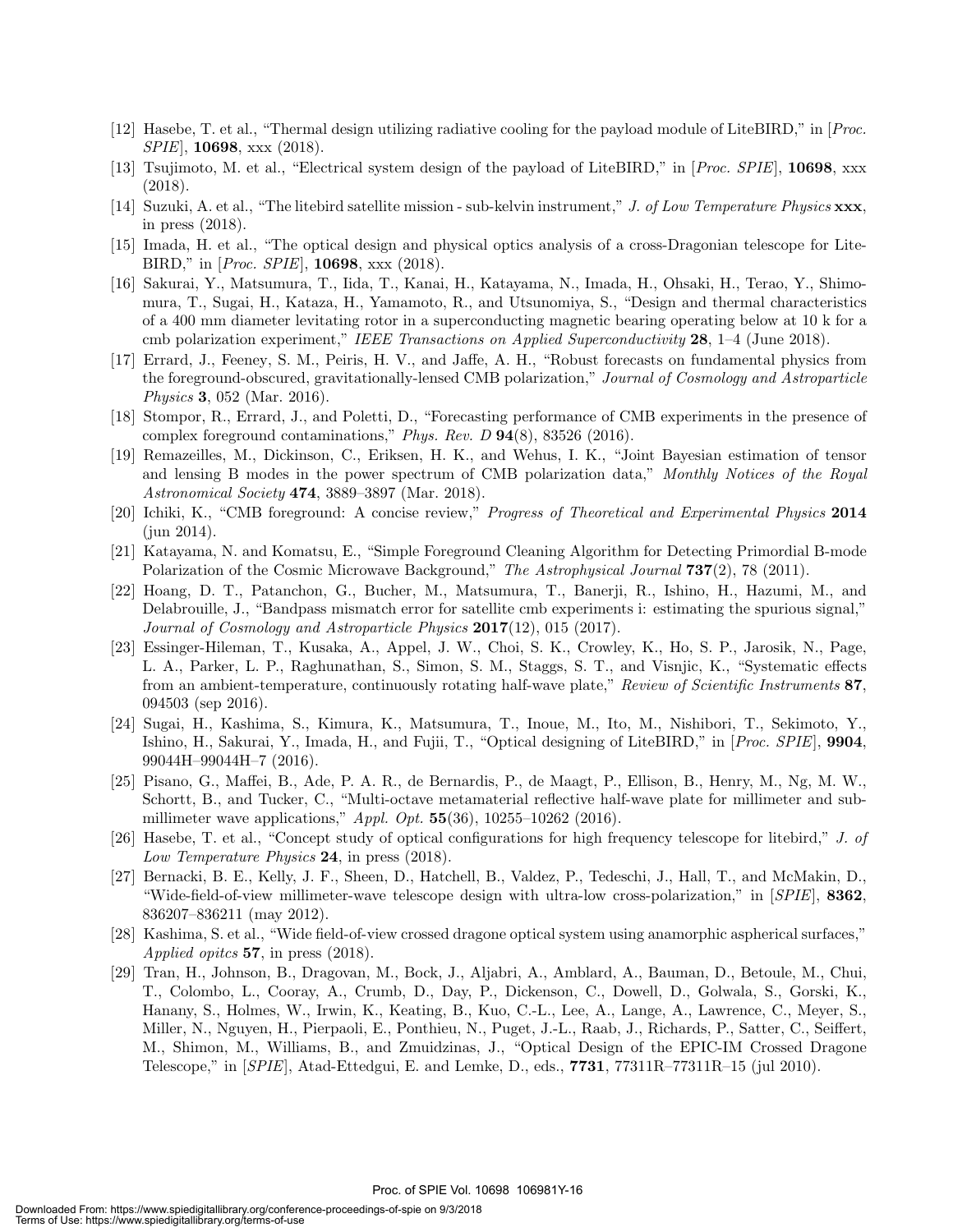[12] Hasebe, T. et al., "Thermal design utilizing radiative cooling for the payload module of LiteBIRD," in [*Proc. SPIE*], **10698**, xxx (2018).

[13] Tsujimoto, M. et al., "Electrical system design of the payload of LiteBIRD," in [*Proc. SPIE*], **10698**, xxx (2018).

[14] Suzuki, A. et al., "The litebird satellite mission - sub-kelvin instrument," *J. of Low Temperature Physics* **xxx**, in press (2018).

[15] Imada, H. et al., "The optical design and physical optics analysis of a cross-Dragonian telescope for LiteBIRD," in [*Proc. SPIE*], **10698**, xxx (2018).

[16] Sakurai, Y., Matsumura, T., Iida, T., Kanai, H., Katayama, N., Imada, H., Ohsaki, H., Terao, Y., Shimomura, T., Sugai, H., Kataza, H., Yamamoto, R., and Utsunomiya, S., "Design and thermal characteristics of a 400 mm diameter levitating rotor in a superconducting magnetic bearing operating below at 10 k for a cmb polarization experiment," *IEEE Transactions on Applied Superconductivity* **28**, 1–4 (June 2018).

[17] Errard, J., Feeney, S. M., Peiris, H. V., and Jaffe, A. H., "Robust forecasts on fundamental physics from the foreground-obscured, gravitationally-lensed CMB polarization," *Journal of Cosmology and Astroparticle Physics* **3**, 052 (Mar. 2016).

[18] Stompor, R., Errard, J., and Poletti, D., "Forecasting performance of CMB experiments in the presence of complex foreground contaminations," *Phys. Rev. D* **94**(8), 83526 (2016).

[19] Remazeilles, M., Dickinson, C., Eriksen, H. K., and Wehus, I. K., "Joint Bayesian estimation of tensor and lensing B modes in the power spectrum of CMB polarization data," *Monthly Notices of the Royal Astronomical Society* **474**, 3889–3897 (Mar. 2018).

[20] Ichiki, K., "CMB foreground: A concise review," *Progress of Theoretical and Experimental Physics* **2014** (jun 2014).

[21] Katayama, N. and Komatsu, E., "Simple Foreground Cleaning Algorithm for Detecting Primordial B-mode Polarization of the Cosmic Microwave Background," *The Astrophysical Journal* **737**(2), 78 (2011).

[22] Hoang, D. T., Patanchon, G., Bucher, M., Matsumura, T., Banerji, R., Ishino, H., Hazumi, M., and Delabrouille, J., "Bandpass mismatch error for satellite cmb experiments i: estimating the spurious signal," *Journal of Cosmology and Astroparticle Physics* **2017**(12), 015 (2017).

[23] Essinger-Hileman, T., Kusaka, A., Appel, J. W., Choi, S. K., Crowley, K., Ho, S. P., Jarosik, N., Page, L. A., Parker, L. P., Raghunathan, S., Simon, S. M., Staggs, S. T., and Visnjic, K., "Systematic effects from an ambient-temperature, continuously rotating half-wave plate," *Review of Scientific Instruments* **87**, 094503 (sep 2016).

[24] Sugai, H., Kashima, S., Kimura, K., Matsumura, T., Inoue, M., Ito, M., Nishibori, T., Sekimoto, Y., Ishino, H., Sakurai, Y., Imada, H., and Fujii, T., "Optical designing of LiteBIRD," in [*Proc. SPIE*], **9904**, 99044H–99044H–7 (2016).

[25] Pisano, G., Maffei, B., Ade, P. A. R., de Bernardis, P., de Maagt, P., Ellison, B., Henry, M., Ng, M. W., Schortt, B., and Tucker, C., "Multi-octave metamaterial reflective half-wave plate for millimeter and sub-millimeter wave applications," *Appl. Opt.* **55**(36), 10255–10262 (2016).

[26] Hasebe, T. et al., "Concept study of optical configurations for high frequency telescope for litebird," *J. of Low Temperature Physics* **24**, in press (2018).

[27] Bernacki, B. E., Kelly, J. F., Sheen, D., Hatchell, B., Valdez, P., Tedeschi, J., Hall, T., and McMakin, D., "Wide-field-of-view millimeter-wave telescope design with ultra-low cross-polarization," in [*SPIE*], **8362**, 836207–836211 (may 2012).

[28] Kashima, S. et al., "Wide field-of-view crossed dragone optical system using anamorphic aspherical surfaces," *Applied opitcs* **57**, in press (2018).

[29] Tran, H., Johnson, B., Dragovan, M., Bock, J., Aljabri, A., Amblard, A., Bauman, D., Betoule, M., Chui, T., Colombo, L., Cooray, A., Crumb, D., Day, P., Dickenson, C., Dowell, D., Golwala, S., Gorski, K., Hanany, S., Holmes, W., Irwin, K., Keating, B., Kuo, C.-L., Lee, A., Lange, A., Lawrence, C., Meyer, S., Miller, N., Nguyen, H., Pierpaoli, E., Ponthieu, N., Puget, J.-L., Raab, J., Richards, P., Satter, C., Seiffert, M., Shimon, M., Williams, B., and Zmuidzinas, J., "Optical Design of the EPIC-IM Crossed Dragone Telescope," in [*SPIE*], Atad-Ettedgui, E. and Lemke, D., eds., **7731**, 77311R–77311R–15 (jul 2010).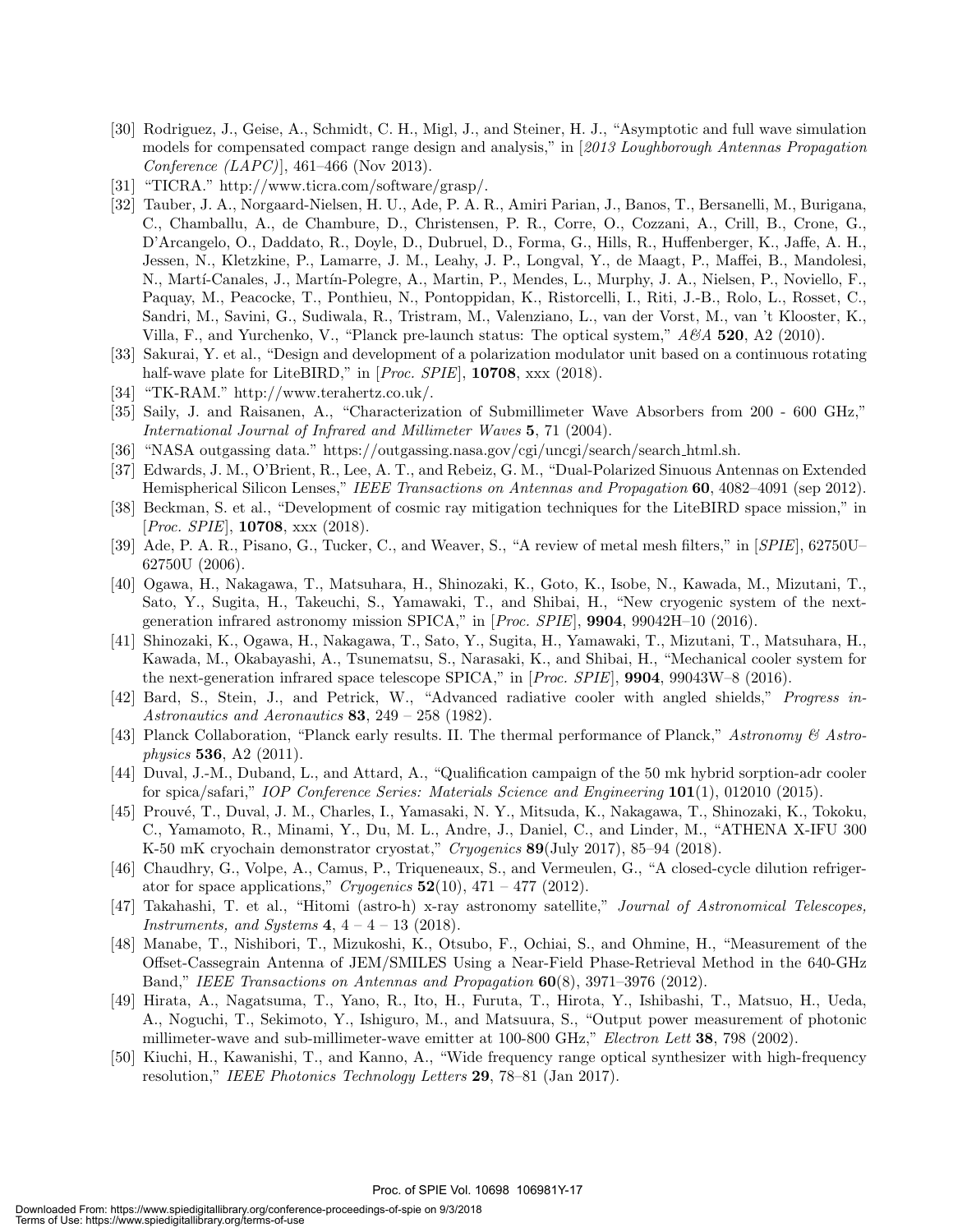[30] Rodriguez, J., Geise, A., Schmidt, C. H., Migl, J., and Steiner, H. J., "Asymptotic and full wave simulation models for compensated compact range design and analysis," in [*2013 Loughborough Antennas Propagation Conference (LAPC)*], 461–466 (Nov 2013).

[31] "TICRA." http://www.ticra.com/software/grasp/.

[32] Tauber, J. A., Norgaard-Nielsen, H. U., Ade, P. A. R., Amiri Parian, J., Banos, T., Bersanelli, M., Burigana, C., Chamballu, A., de Chambure, D., Christensen, P. R., Corre, O., Cozzani, A., Crill, B., Crone, G., D'Arcangelo, O., Daddato, R., Doyle, D., Dubruel, D., Forma, G., Hills, R., Huffenberger, K., Jaffe, A. H., Jessen, N., Kletzkine, P., Lamarre, J. M., Leahy, J. P., Longval, Y., de Maagt, P., Maffei, B., Mandolesi, N., Martí-Canales, J., Martín-Polegre, A., Martin, P., Mendes, L., Murphy, J. A., Nielsen, P., Noviello, F., Paquay, M., Peacocke, T., Ponthieu, N., Pontoppidan, K., Ristorcelli, I., Riti, J.-B., Rolo, L., Rosset, C., Sandri, M., Savini, G., Sudiwala, R., Tristram, M., Valenziano, L., van der Vorst, M., van 't Klooster, K., Villa, F., and Yurchenko, V., "Planck pre-launch status: The optical system," *A&A* **520**, A2 (2010).

[33] Sakurai, Y. et al., "Design and development of a polarization modulator unit based on a continuous rotating half-wave plate for LiteBIRD," in [*Proc. SPIE*], **10708**, xxx (2018).

[34] "TK-RAM." http://www.terahertz.co.uk/.

[35] Saily, J. and Raisanen, A., "Characterization of Submillimeter Wave Absorbers from 200 - 600 GHz," *International Journal of Infrared and Millimeter Waves* **5**, 71 (2004).

[36] "NASA outgassing data." https://outgassing.nasa.gov/cgi/uncgi/search/search_html.sh.

[37] Edwards, J. M., O'Brient, R., Lee, A. T., and Rebeiz, G. M., "Dual-Polarized Sinuous Antennas on Extended Hemispherical Silicon Lenses," *IEEE Transactions on Antennas and Propagation* **60**, 4082–4091 (sep 2012).

[38] Beckman, S. et al., "Development of cosmic ray mitigation techniques for the LiteBIRD space mission," in [*Proc. SPIE*], **10708**, xxx (2018).

[39] Ade, P. A. R., Pisano, G., Tucker, C., and Weaver, S., "A review of metal mesh filters," in [*SPIE*], 62750U–62750U (2006).

[40] Ogawa, H., Nakagawa, T., Matsuhara, H., Shinozaki, K., Goto, K., Isobe, N., Kawada, M., Mizutani, T., Sato, Y., Sugita, H., Takeuchi, S., Yamawaki, T., and Shibai, H., "New cryogenic system of the next-generation infrared astronomy mission SPICA," in [*Proc. SPIE*], **9904**, 99042H–10 (2016).

[41] Shinozaki, K., Ogawa, H., Nakagawa, T., Sato, Y., Sugita, H., Yamawaki, T., Mizutani, T., Matsuhara, H., Kawada, M., Okabayashi, A., Tsunematsu, S., Narasaki, K., and Shibai, H., "Mechanical cooler system for the next-generation infrared space telescope SPICA," in [*Proc. SPIE*], **9904**, 99043W–8 (2016).

[42] Bard, S., Stein, J., and Petrick, W., "Advanced radiative cooler with angled shields," *Progress in-Astronautics and Aeronautics* **83**, 249 – 258 (1982).

[43] Planck Collaboration, "Planck early results. II. The thermal performance of Planck," *Astronomy & Astrophysics* **536**, A2 (2011).

[44] Duval, J.-M., Duband, L., and Attard, A., "Qualification campaign of the 50 mk hybrid sorption-adr cooler for spica/safari," *IOP Conference Series: Materials Science and Engineering* **101**(1), 012010 (2015).

[45] Prouvé, T., Duval, J. M., Charles, I., Yamasaki, N. Y., Mitsuda, K., Nakagawa, T., Shinozaki, K., Tokoku, C., Yamamoto, R., Minami, Y., Du, M. L., Andre, J., Daniel, C., and Linder, M., "ATHENA X-IFU 300 K-50 mK cryochain demonstrator cryostat," *Cryogenics* **89**(July 2017), 85–94 (2018).

[46] Chaudhry, G., Volpe, A., Camus, P., Triqueneaux, S., and Vermeulen, G., "A closed-cycle dilution refrigerator for space applications," *Cryogenics* **52**(10), 471 – 477 (2012).

[47] Takahashi, T. et al., "Hitomi (astro-h) x-ray astronomy satellite," *Journal of Astronomical Telescopes, Instruments, and Systems* **4**, 4 – 4 – 13 (2018).

[48] Manabe, T., Nishibori, T., Mizukoshi, K., Otsubo, F., Ochiai, S., and Ohmine, H., "Measurement of the Offset-Cassegrain Antenna of JEM/SMILES Using a Near-Field Phase-Retrieval Method in the 640-GHz Band," *IEEE Transactions on Antennas and Propagation* **60**(8), 3971–3976 (2012).

[49] Hirata, A., Nagatsuma, T., Yano, R., Ito, H., Furuta, T., Hirota, Y., Ishibashi, T., Matsuo, H., Ueda, A., Noguchi, T., Sekimoto, Y., Ishiguro, M., and Matsuura, S., "Output power measurement of photonic millimeter-wave and sub-millimeter-wave emitter at 100-800 GHz," *Electron Lett* **38**, 798 (2002).

[50] Kiuchi, H., Kawanishi, T., and Kanno, A., "Wide frequency range optical synthesizer with high-frequency resolution," *IEEE Photonics Technology Letters* **29**, 78–81 (Jan 2017).